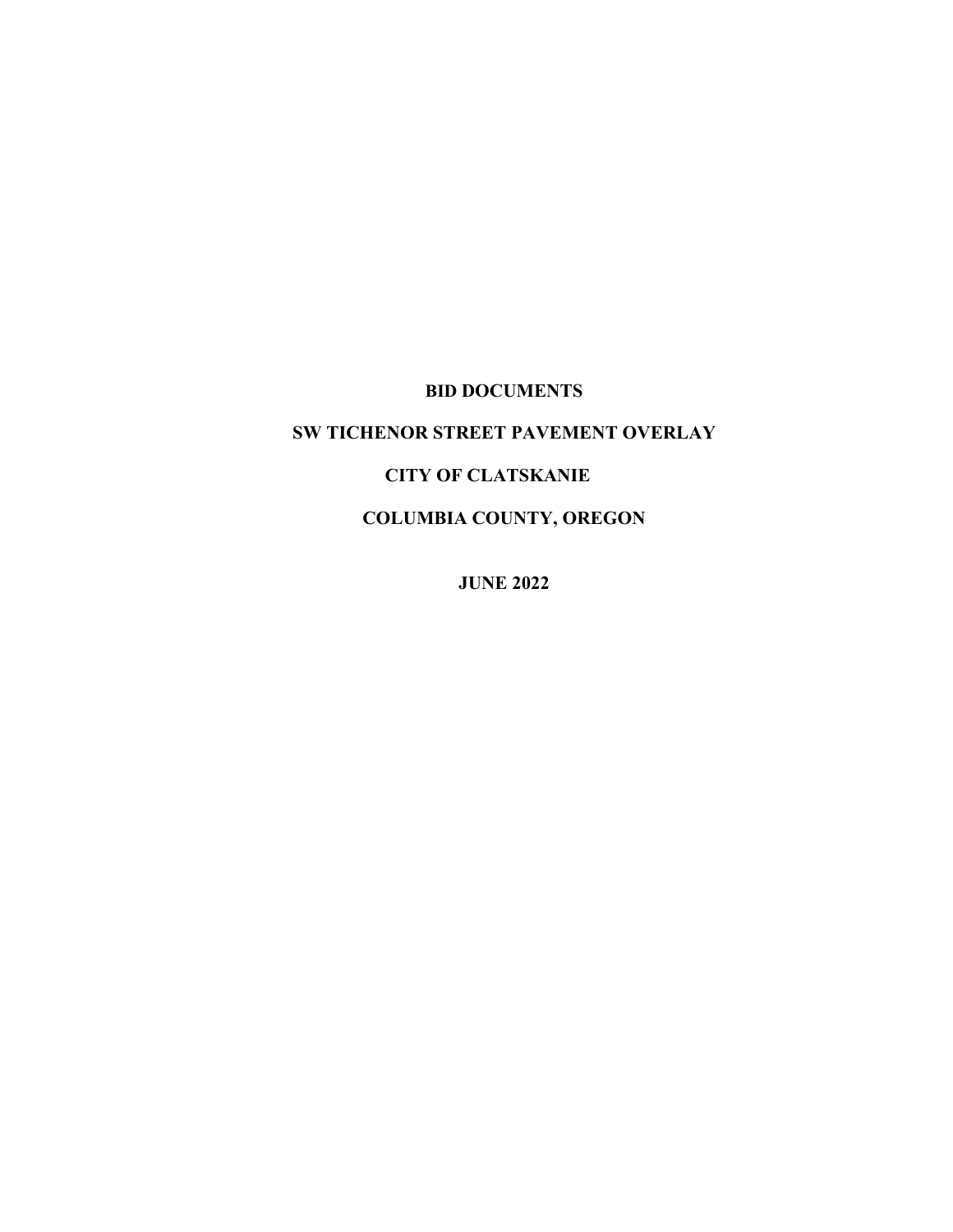# BID DOCUMENTS

## SW TICHENOR STREET PAVEMENT OVERLAY

## CITY OF CLATSKANIE

## COLUMBIA COUNTY, OREGON

**JUNE 2022**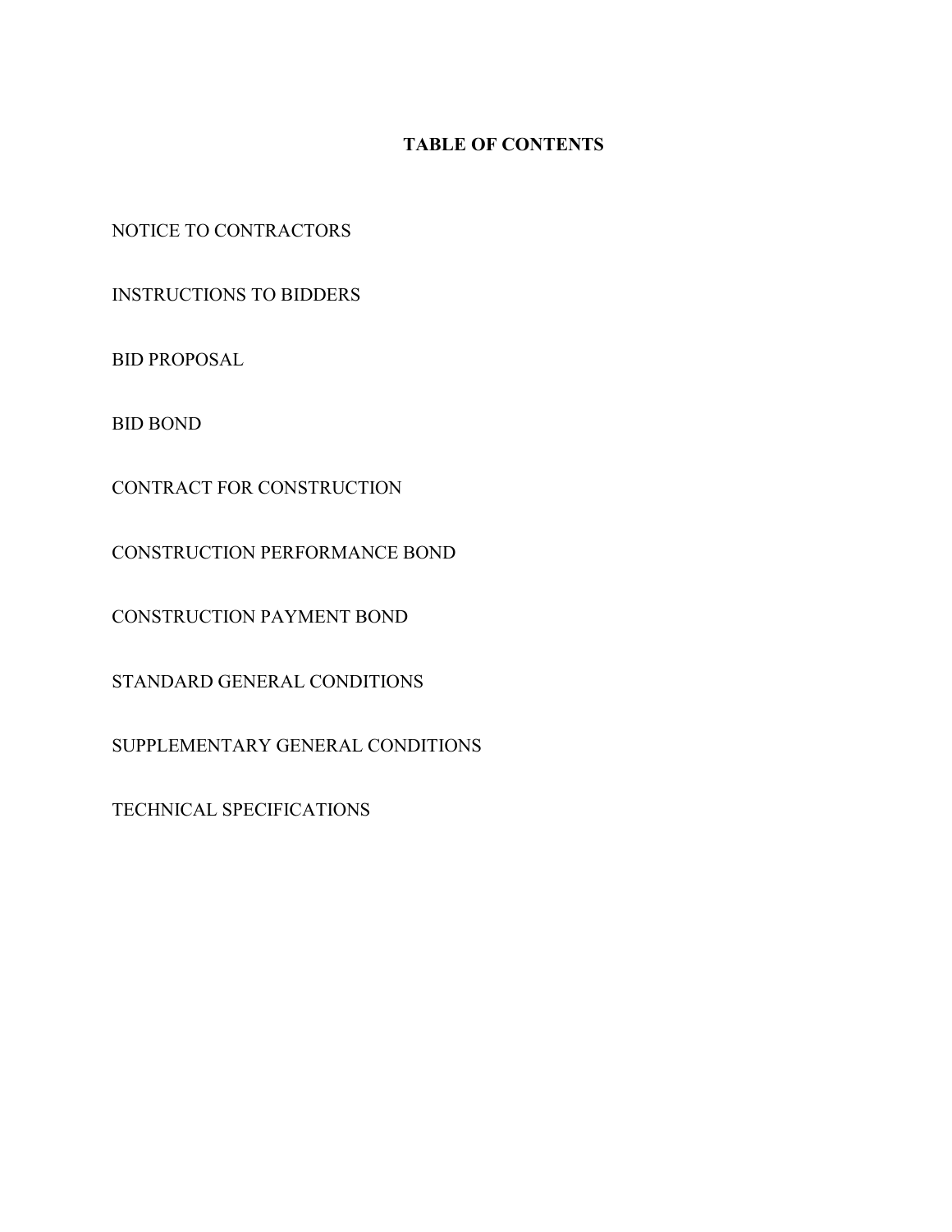# TABLE OF CONTENTS

NOTICE TO CONTRACTORS

INSTRUCTIONS TO BIDDERS

BID PROPOSAL

BID BOND

CONTRACT FOR CONSTRUCTION

CONSTRUCTION PERFORMANCE BOND

CONSTRUCTION PAYMENT BOND

STANDARD GENERAL CONDITIONS

SUPPLEMENTARY GENERAL CONDITIONS

TECHNICAL SPECIFICATIONS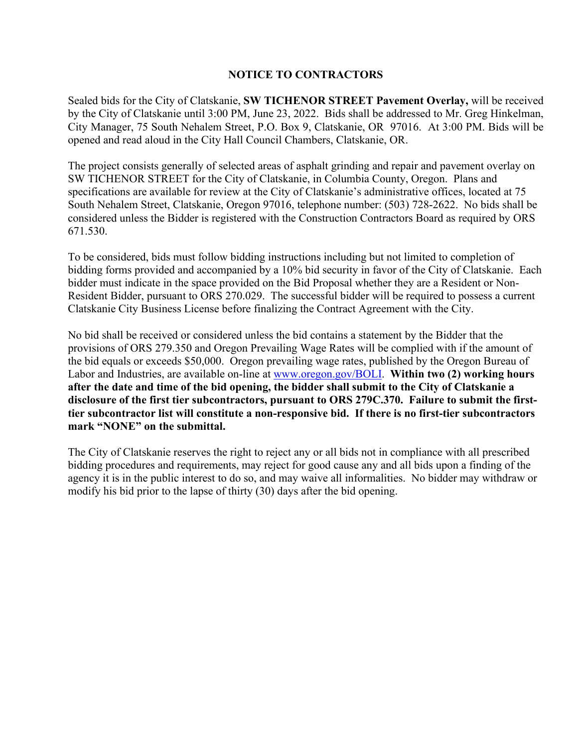# NOTICE TO CONTRACTORS

Sealed bids for the City of Clatskanie, **SW TICHENOR STREET Pavement Overlay,** will be received by the City of Clatskanie until 3:00 PM, June 23, 2022. Bids shall be addressed to Mr. Greg Hinkelman, City Manager, 75 South Nehalem Street, P.O. Box 9, Clatskanie, OR 97016. At 3:00 PM. Bids will be opened and read aloud in the City Hall Council Chambers, Clatskanie, OR.

The project consists generally of selected areas of asphalt grinding and repair and pavement overlay on SW TICHENOR STREET for the City of Clatskanie, in Columbia County, Oregon. Plans and specifications are available for review at the City of Clatskanie's administrative offices, located at 75 South Nehalem Street, Clatskanie, Oregon 97016, telephone number: (503) 728-2622. No bids shall be considered unless the Bidder is registered with the Construction Contractors Board as required by ORS 671.530.

To be considered, bids must follow bidding instructions including but not limited to completion of bidding forms provided and accompanied by a 10% bid security in favor of the City of Clatskanie. Each bidder must indicate in the space provided on the Bid Proposal whether they are a Resident or Non-Resident Bidder, pursuant to ORS 270.029. The successful bidder will be required to possess a current Clatskanie City Business License before finalizing the Contract Agreement with the City.

No bid shall be received or considered unless the bid contains a statement by the Bidder that the provisions of ORS 279.350 and Oregon Prevailing Wage Rates will be complied with if the amount of the bid equals or exceeds $50,000. Oregon prevailing wage rates, published by the Oregon Bureau of Labor and Industries, are available on-line at www.oregon.gov/BOLI. **Within two (2) working hours after the date and time of the bid opening, the bidder shall submit to the City of Clatskanie a disclosure of the first tier subcontractors, pursuant to ORS 279C.370. Failure to submit the first-tier subcontractor list will constitute a non-responsive bid. If there is no first-tier subcontractors mark "NONE" on the submittal.**

The City of Clatskanie reserves the right to reject any or all bids not in compliance with all prescribed bidding procedures and requirements, may reject for good cause any and all bids upon a finding of the agency it is in the public interest to do so, and may waive all informalities. No bidder may withdraw or modify his bid prior to the lapse of thirty (30) days after the bid opening.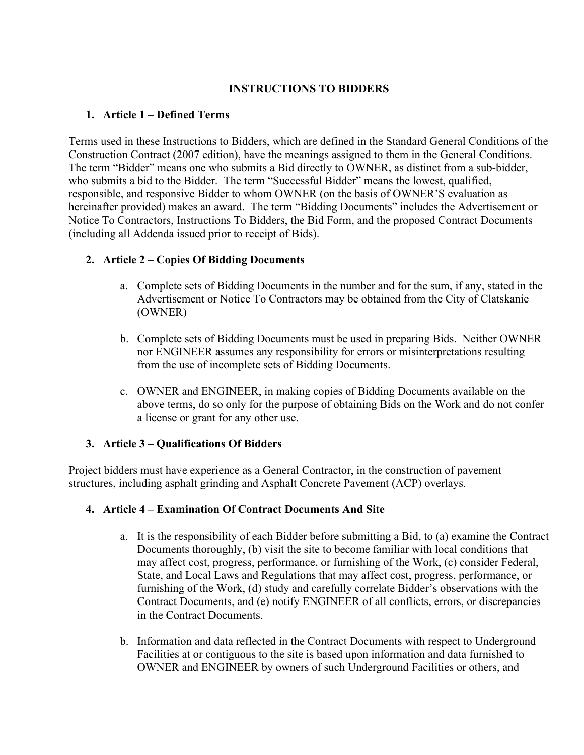# INSTRUCTIONS TO BIDDERS

## 1. Article 1 – Defined Terms

Terms used in these Instructions to Bidders, which are defined in the Standard General Conditions of the Construction Contract (2007 edition), have the meanings assigned to them in the General Conditions. The term "Bidder" means one who submits a Bid directly to OWNER, as distinct from a sub-bidder, who submits a bid to the Bidder. The term "Successful Bidder" means the lowest, qualified, responsible, and responsive Bidder to whom OWNER (on the basis of OWNER'S evaluation as hereinafter provided) makes an award. The term "Bidding Documents" includes the Advertisement or Notice To Contractors, Instructions To Bidders, the Bid Form, and the proposed Contract Documents (including all Addenda issued prior to receipt of Bids).

## 2. Article 2 – Copies Of Bidding Documents

a. Complete sets of Bidding Documents in the number and for the sum, if any, stated in the Advertisement or Notice To Contractors may be obtained from the City of Clatskanie (OWNER)

b. Complete sets of Bidding Documents must be used in preparing Bids. Neither OWNER nor ENGINEER assumes any responsibility for errors or misinterpretations resulting from the use of incomplete sets of Bidding Documents.

c. OWNER and ENGINEER, in making copies of Bidding Documents available on the above terms, do so only for the purpose of obtaining Bids on the Work and do not confer a license or grant for any other use.

## 3. Article 3 – Qualifications Of Bidders

Project bidders must have experience as a General Contractor, in the construction of pavement structures, including asphalt grinding and Asphalt Concrete Pavement (ACP) overlays.

## 4. Article 4 – Examination Of Contract Documents And Site

a. It is the responsibility of each Bidder before submitting a Bid, to (a) examine the Contract Documents thoroughly, (b) visit the site to become familiar with local conditions that may affect cost, progress, performance, or furnishing of the Work, (c) consider Federal, State, and Local Laws and Regulations that may affect cost, progress, performance, or furnishing of the Work, (d) study and carefully correlate Bidder's observations with the Contract Documents, and (e) notify ENGINEER of all conflicts, errors, or discrepancies in the Contract Documents.

b. Information and data reflected in the Contract Documents with respect to Underground Facilities at or contiguous to the site is based upon information and data furnished to OWNER and ENGINEER by owners of such Underground Facilities or others, and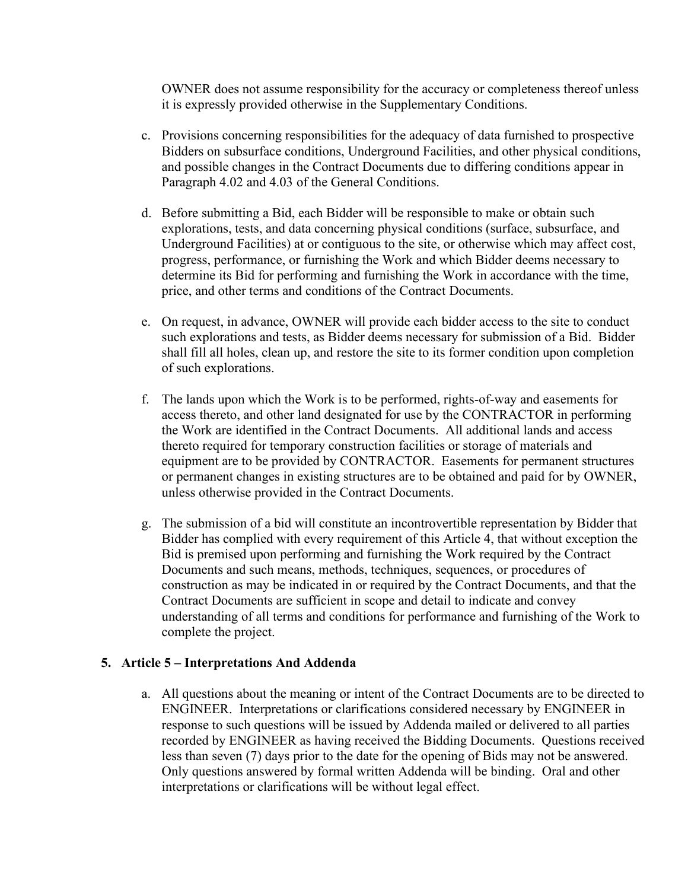OWNER does not assume responsibility for the accuracy or completeness thereof unless it is expressly provided otherwise in the Supplementary Conditions.

c. Provisions concerning responsibilities for the adequacy of data furnished to prospective Bidders on subsurface conditions, Underground Facilities, and other physical conditions, and possible changes in the Contract Documents due to differing conditions appear in Paragraph 4.02 and 4.03 of the General Conditions.

d. Before submitting a Bid, each Bidder will be responsible to make or obtain such explorations, tests, and data concerning physical conditions (surface, subsurface, and Underground Facilities) at or contiguous to the site, or otherwise which may affect cost, progress, performance, or furnishing the Work and which Bidder deems necessary to determine its Bid for performing and furnishing the Work in accordance with the time, price, and other terms and conditions of the Contract Documents.

e. On request, in advance, OWNER will provide each bidder access to the site to conduct such explorations and tests, as Bidder deems necessary for submission of a Bid. Bidder shall fill all holes, clean up, and restore the site to its former condition upon completion of such explorations.

f. The lands upon which the Work is to be performed, rights-of-way and easements for access thereto, and other land designated for use by the CONTRACTOR in performing the Work are identified in the Contract Documents. All additional lands and access thereto required for temporary construction facilities or storage of materials and equipment are to be provided by CONTRACTOR. Easements for permanent structures or permanent changes in existing structures are to be obtained and paid for by OWNER, unless otherwise provided in the Contract Documents.

g. The submission of a bid will constitute an incontrovertible representation by Bidder that Bidder has complied with every requirement of this Article 4, that without exception the Bid is premised upon performing and furnishing the Work required by the Contract Documents and such means, methods, techniques, sequences, or procedures of construction as may be indicated in or required by the Contract Documents, and that the Contract Documents are sufficient in scope and detail to indicate and convey understanding of all terms and conditions for performance and furnishing of the Work to complete the project.

## 5. Article 5 – Interpretations And Addenda

a. All questions about the meaning or intent of the Contract Documents are to be directed to ENGINEER. Interpretations or clarifications considered necessary by ENGINEER in response to such questions will be issued by Addenda mailed or delivered to all parties recorded by ENGINEER as having received the Bidding Documents. Questions received less than seven (7) days prior to the date for the opening of Bids may not be answered. Only questions answered by formal written Addenda will be binding. Oral and other interpretations or clarifications will be without legal effect.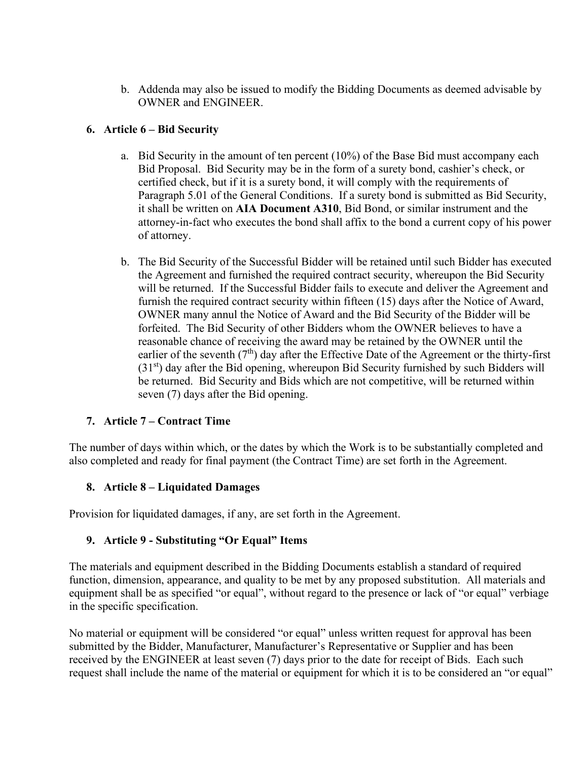b. Addenda may also be issued to modify the Bidding Documents as deemed advisable by OWNER and ENGINEER.

## 6. Article 6 – Bid Security

a. Bid Security in the amount of ten percent (10%) of the Base Bid must accompany each Bid Proposal. Bid Security may be in the form of a surety bond, cashier's check, or certified check, but if it is a surety bond, it will comply with the requirements of Paragraph 5.01 of the General Conditions. If a surety bond is submitted as Bid Security, it shall be written on **AIA Document A310**, Bid Bond, or similar instrument and the attorney-in-fact who executes the bond shall affix to the bond a current copy of his power of attorney.

b. The Bid Security of the Successful Bidder will be retained until such Bidder has executed the Agreement and furnished the required contract security, whereupon the Bid Security will be returned. If the Successful Bidder fails to execute and deliver the Agreement and furnish the required contract security within fifteen (15) days after the Notice of Award, OWNER many annul the Notice of Award and the Bid Security of the Bidder will be forfeited. The Bid Security of other Bidders whom the OWNER believes to have a reasonable chance of receiving the award may be retained by the OWNER until the earlier of the seventh (7th) day after the Effective Date of the Agreement or the thirty-first (31st) day after the Bid opening, whereupon Bid Security furnished by such Bidders will be returned. Bid Security and Bids which are not competitive, will be returned within seven (7) days after the Bid opening.

## 7. Article 7 – Contract Time

The number of days within which, or the dates by which the Work is to be substantially completed and also completed and ready for final payment (the Contract Time) are set forth in the Agreement.

## 8. Article 8 – Liquidated Damages

Provision for liquidated damages, if any, are set forth in the Agreement.

## 9. Article 9 - Substituting "Or Equal" Items

The materials and equipment described in the Bidding Documents establish a standard of required function, dimension, appearance, and quality to be met by any proposed substitution. All materials and equipment shall be as specified "or equal", without regard to the presence or lack of "or equal" verbiage in the specific specification.

No material or equipment will be considered "or equal" unless written request for approval has been submitted by the Bidder, Manufacturer, Manufacturer's Representative or Supplier and has been received by the ENGINEER at least seven (7) days prior to the date for receipt of Bids. Each such request shall include the name of the material or equipment for which it is to be considered an "or equal"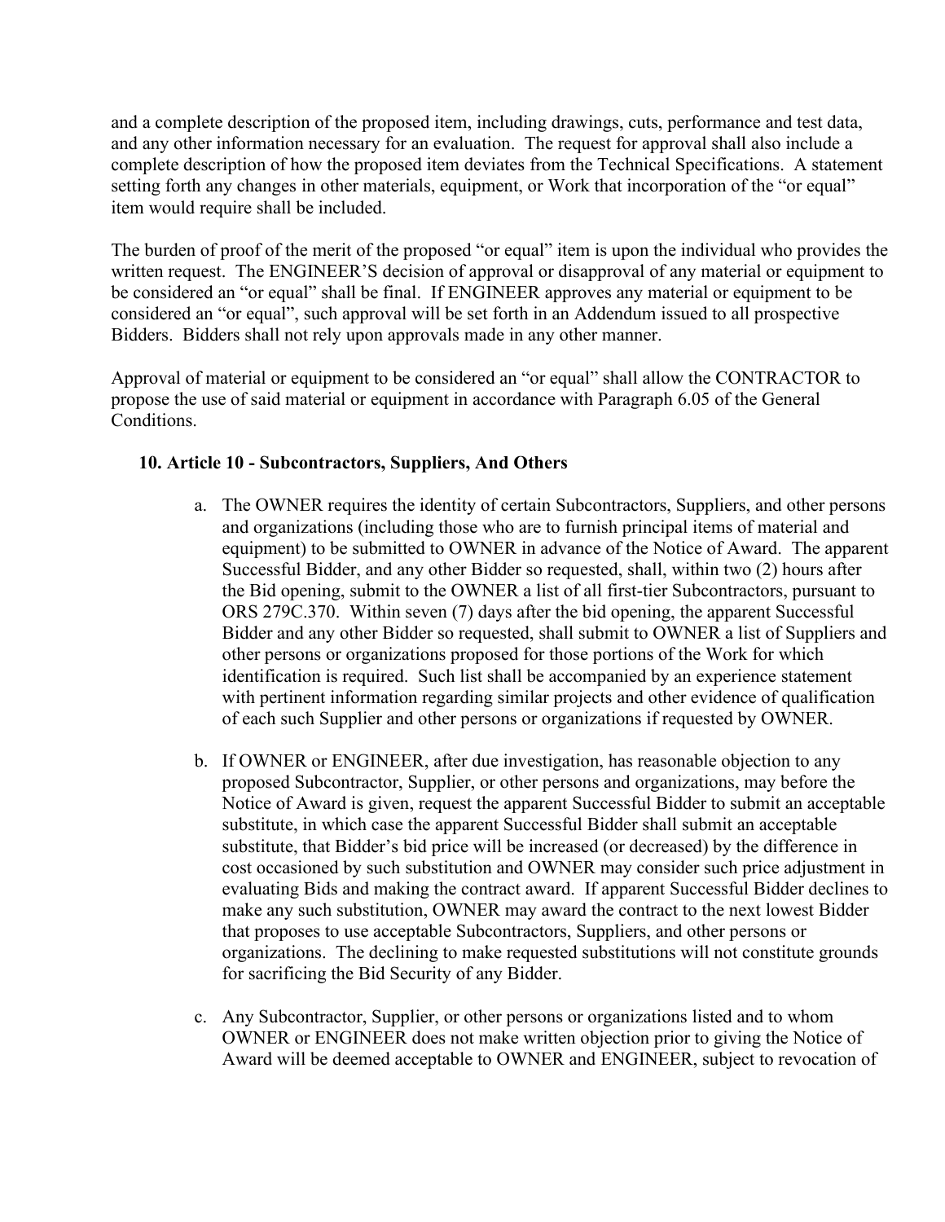and a complete description of the proposed item, including drawings, cuts, performance and test data, and any other information necessary for an evaluation. The request for approval shall also include a complete description of how the proposed item deviates from the Technical Specifications. A statement setting forth any changes in other materials, equipment, or Work that incorporation of the "or equal" item would require shall be included.

The burden of proof of the merit of the proposed "or equal" item is upon the individual who provides the written request. The ENGINEER'S decision of approval or disapproval of any material or equipment to be considered an "or equal" shall be final. If ENGINEER approves any material or equipment to be considered an "or equal", such approval will be set forth in an Addendum issued to all prospective Bidders. Bidders shall not rely upon approvals made in any other manner.

Approval of material or equipment to be considered an "or equal" shall allow the CONTRACTOR to propose the use of said material or equipment in accordance with Paragraph 6.05 of the General Conditions.

### 10. Article 10 - Subcontractors, Suppliers, And Others

a. The OWNER requires the identity of certain Subcontractors, Suppliers, and other persons and organizations (including those who are to furnish principal items of material and equipment) to be submitted to OWNER in advance of the Notice of Award. The apparent Successful Bidder, and any other Bidder so requested, shall, within two (2) hours after the Bid opening, submit to the OWNER a list of all first-tier Subcontractors, pursuant to ORS 279C.370. Within seven (7) days after the bid opening, the apparent Successful Bidder and any other Bidder so requested, shall submit to OWNER a list of Suppliers and other persons or organizations proposed for those portions of the Work for which identification is required. Such list shall be accompanied by an experience statement with pertinent information regarding similar projects and other evidence of qualification of each such Supplier and other persons or organizations if requested by OWNER.

b. If OWNER or ENGINEER, after due investigation, has reasonable objection to any proposed Subcontractor, Supplier, or other persons and organizations, may before the Notice of Award is given, request the apparent Successful Bidder to submit an acceptable substitute, in which case the apparent Successful Bidder shall submit an acceptable substitute, that Bidder's bid price will be increased (or decreased) by the difference in cost occasioned by such substitution and OWNER may consider such price adjustment in evaluating Bids and making the contract award. If apparent Successful Bidder declines to make any such substitution, OWNER may award the contract to the next lowest Bidder that proposes to use acceptable Subcontractors, Suppliers, and other persons or organizations. The declining to make requested substitutions will not constitute grounds for sacrificing the Bid Security of any Bidder.

c. Any Subcontractor, Supplier, or other persons or organizations listed and to whom OWNER or ENGINEER does not make written objection prior to giving the Notice of Award will be deemed acceptable to OWNER and ENGINEER, subject to revocation of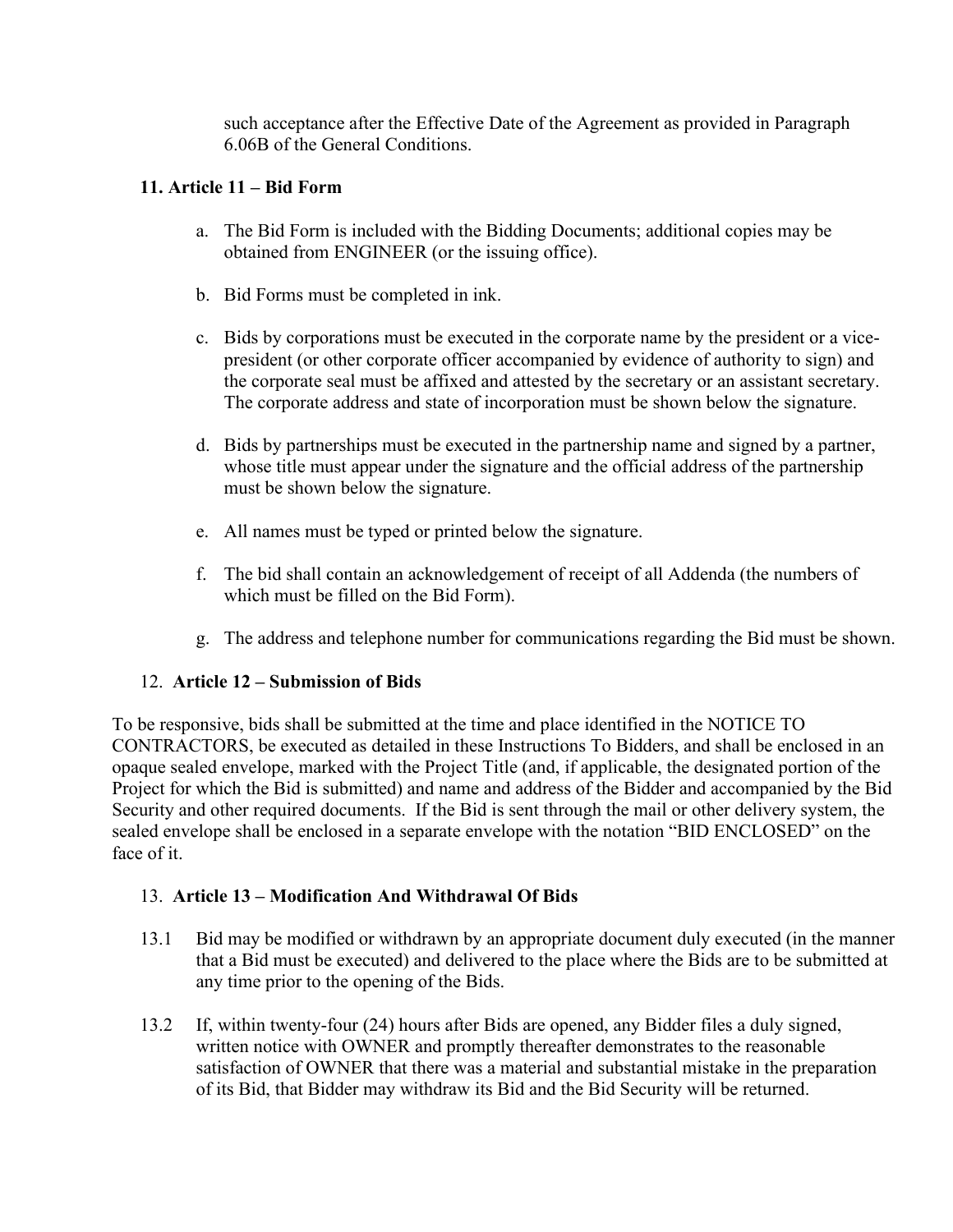such acceptance after the Effective Date of the Agreement as provided in Paragraph 6.06B of the General Conditions.

## 11. Article 11 – Bid Form

a. The Bid Form is included with the Bidding Documents; additional copies may be obtained from ENGINEER (or the issuing office).

b. Bid Forms must be completed in ink.

c. Bids by corporations must be executed in the corporate name by the president or a vice-president (or other corporate officer accompanied by evidence of authority to sign) and the corporate seal must be affixed and attested by the secretary or an assistant secretary. The corporate address and state of incorporation must be shown below the signature.

d. Bids by partnerships must be executed in the partnership name and signed by a partner, whose title must appear under the signature and the official address of the partnership must be shown below the signature.

e. All names must be typed or printed below the signature.

f. The bid shall contain an acknowledgement of receipt of all Addenda (the numbers of which must be filled on the Bid Form).

g. The address and telephone number for communications regarding the Bid must be shown.

## 12. Article 12 – Submission of Bids

To be responsive, bids shall be submitted at the time and place identified in the NOTICE TO CONTRACTORS, be executed as detailed in these Instructions To Bidders, and shall be enclosed in an opaque sealed envelope, marked with the Project Title (and, if applicable, the designated portion of the Project for which the Bid is submitted) and name and address of the Bidder and accompanied by the Bid Security and other required documents. If the Bid is sent through the mail or other delivery system, the sealed envelope shall be enclosed in a separate envelope with the notation "BID ENCLOSED" on the face of it.

## 13. Article 13 – Modification And Withdrawal Of Bids

13.1 Bid may be modified or withdrawn by an appropriate document duly executed (in the manner that a Bid must be executed) and delivered to the place where the Bids are to be submitted at any time prior to the opening of the Bids.

13.2 If, within twenty-four (24) hours after Bids are opened, any Bidder files a duly signed, written notice with OWNER and promptly thereafter demonstrates to the reasonable satisfaction of OWNER that there was a material and substantial mistake in the preparation of its Bid, that Bidder may withdraw its Bid and the Bid Security will be returned.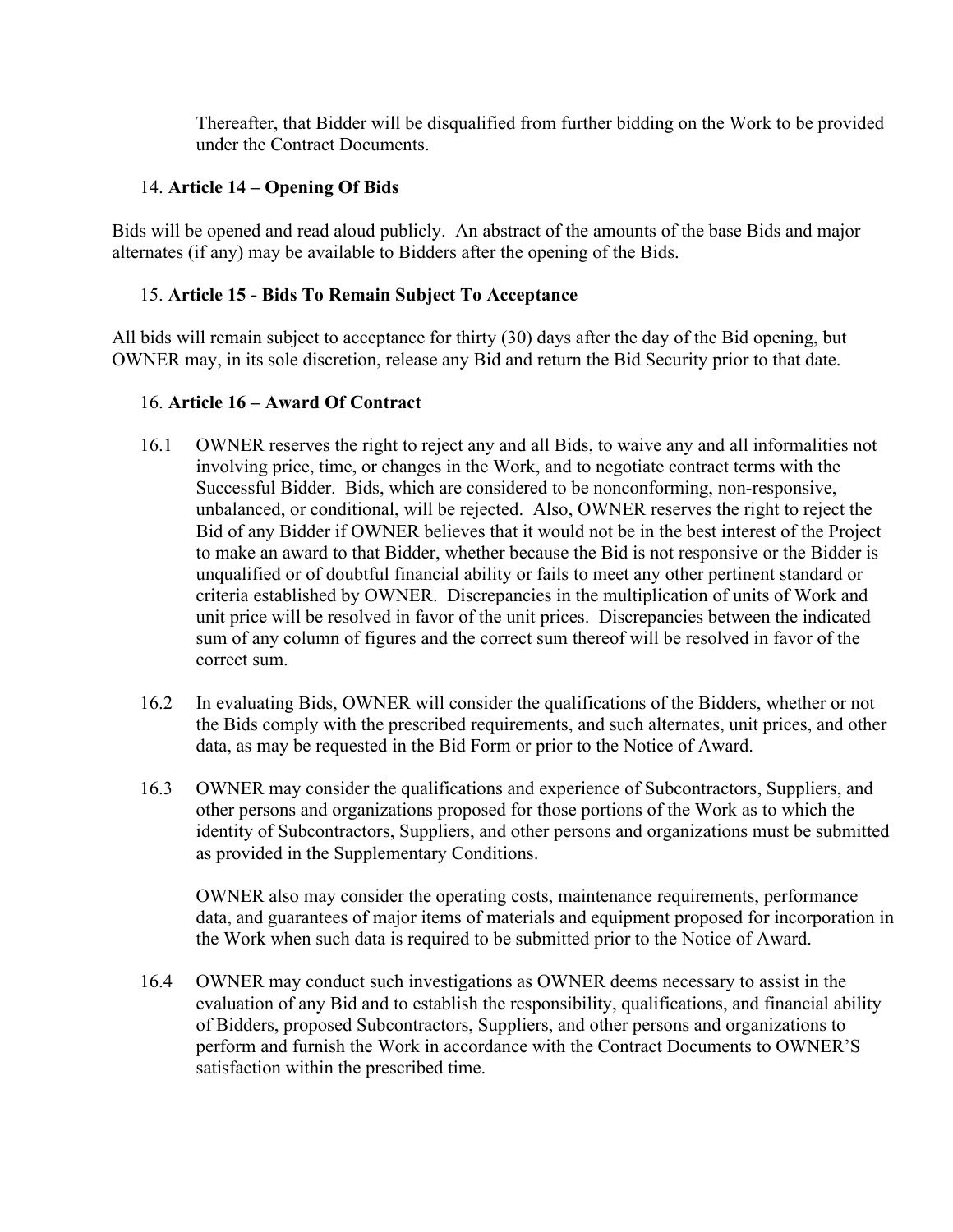Thereafter, that Bidder will be disqualified from further bidding on the Work to be provided under the Contract Documents.

## 14. Article 14 – Opening Of Bids

Bids will be opened and read aloud publicly. An abstract of the amounts of the base Bids and major alternates (if any) may be available to Bidders after the opening of the Bids.

## 15. Article 15 - Bids To Remain Subject To Acceptance

All bids will remain subject to acceptance for thirty (30) days after the day of the Bid opening, but OWNER may, in its sole discretion, release any Bid and return the Bid Security prior to that date.

## 16. Article 16 – Award Of Contract

16.1 OWNER reserves the right to reject any and all Bids, to waive any and all informalities not involving price, time, or changes in the Work, and to negotiate contract terms with the Successful Bidder. Bids, which are considered to be nonconforming, non-responsive, unbalanced, or conditional, will be rejected. Also, OWNER reserves the right to reject the Bid of any Bidder if OWNER believes that it would not be in the best interest of the Project to make an award to that Bidder, whether because the Bid is not responsive or the Bidder is unqualified or of doubtful financial ability or fails to meet any other pertinent standard or criteria established by OWNER. Discrepancies in the multiplication of units of Work and unit price will be resolved in favor of the unit prices. Discrepancies between the indicated sum of any column of figures and the correct sum thereof will be resolved in favor of the correct sum.

16.2 In evaluating Bids, OWNER will consider the qualifications of the Bidders, whether or not the Bids comply with the prescribed requirements, and such alternates, unit prices, and other data, as may be requested in the Bid Form or prior to the Notice of Award.

16.3 OWNER may consider the qualifications and experience of Subcontractors, Suppliers, and other persons and organizations proposed for those portions of the Work as to which the identity of Subcontractors, Suppliers, and other persons and organizations must be submitted as provided in the Supplementary Conditions.

OWNER also may consider the operating costs, maintenance requirements, performance data, and guarantees of major items of materials and equipment proposed for incorporation in the Work when such data is required to be submitted prior to the Notice of Award.

16.4 OWNER may conduct such investigations as OWNER deems necessary to assist in the evaluation of any Bid and to establish the responsibility, qualifications, and financial ability of Bidders, proposed Subcontractors, Suppliers, and other persons and organizations to perform and furnish the Work in accordance with the Contract Documents to OWNER'S satisfaction within the prescribed time.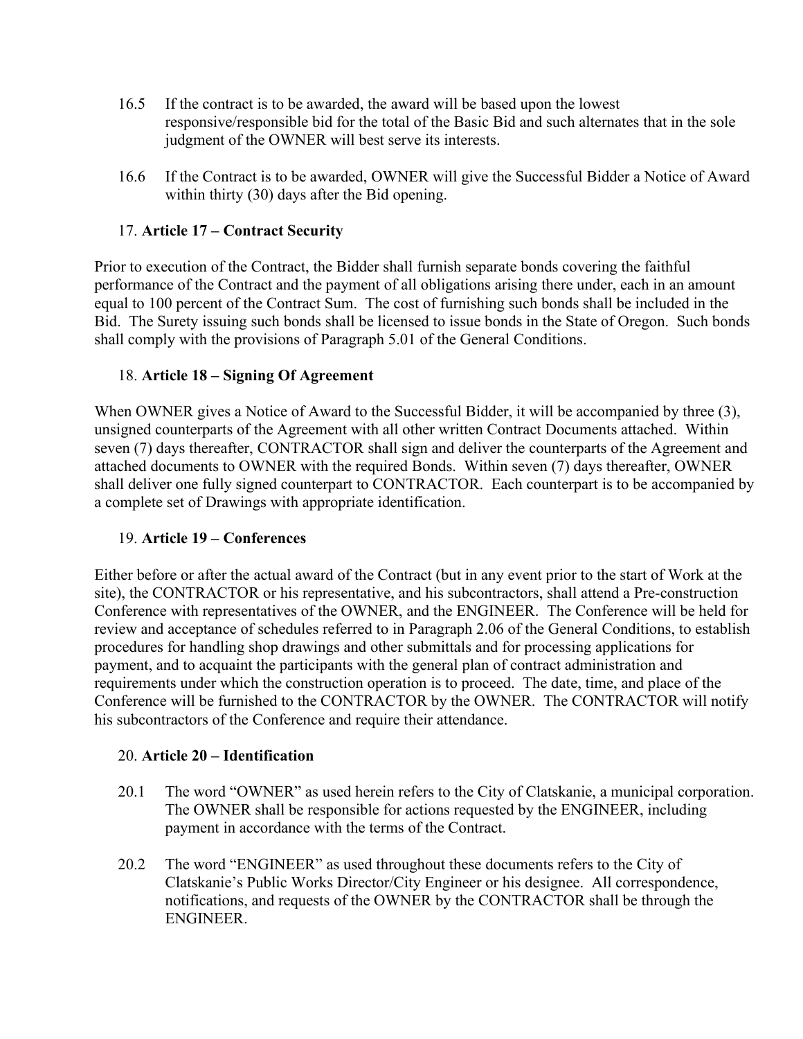16.5 If the contract is to be awarded, the award will be based upon the lowest responsive/responsible bid for the total of the Basic Bid and such alternates that in the sole judgment of the OWNER will best serve its interests.

16.6 If the Contract is to be awarded, OWNER will give the Successful Bidder a Notice of Award within thirty (30) days after the Bid opening.

## 17. **Article 17 – Contract Security**

Prior to execution of the Contract, the Bidder shall furnish separate bonds covering the faithful performance of the Contract and the payment of all obligations arising there under, each in an amount equal to 100 percent of the Contract Sum. The cost of furnishing such bonds shall be included in the Bid. The Surety issuing such bonds shall be licensed to issue bonds in the State of Oregon. Such bonds shall comply with the provisions of Paragraph 5.01 of the General Conditions.

## 18. **Article 18 – Signing Of Agreement**

When OWNER gives a Notice of Award to the Successful Bidder, it will be accompanied by three (3), unsigned counterparts of the Agreement with all other written Contract Documents attached. Within seven (7) days thereafter, CONTRACTOR shall sign and deliver the counterparts of the Agreement and attached documents to OWNER with the required Bonds. Within seven (7) days thereafter, OWNER shall deliver one fully signed counterpart to CONTRACTOR. Each counterpart is to be accompanied by a complete set of Drawings with appropriate identification.

## 19. **Article 19 – Conferences**

Either before or after the actual award of the Contract (but in any event prior to the start of Work at the site), the CONTRACTOR or his representative, and his subcontractors, shall attend a Pre-construction Conference with representatives of the OWNER, and the ENGINEER. The Conference will be held for review and acceptance of schedules referred to in Paragraph 2.06 of the General Conditions, to establish procedures for handling shop drawings and other submittals and for processing applications for payment, and to acquaint the participants with the general plan of contract administration and requirements under which the construction operation is to proceed. The date, time, and place of the Conference will be furnished to the CONTRACTOR by the OWNER. The CONTRACTOR will notify his subcontractors of the Conference and require their attendance.

## 20. **Article 20 – Identification**

20.1 The word “OWNER” as used herein refers to the City of Clatskanie, a municipal corporation. The OWNER shall be responsible for actions requested by the ENGINEER, including payment in accordance with the terms of the Contract.

20.2 The word “ENGINEER” as used throughout these documents refers to the City of Clatskanie’s Public Works Director/City Engineer or his designee. All correspondence, notifications, and requests of the OWNER by the CONTRACTOR shall be through the ENGINEER.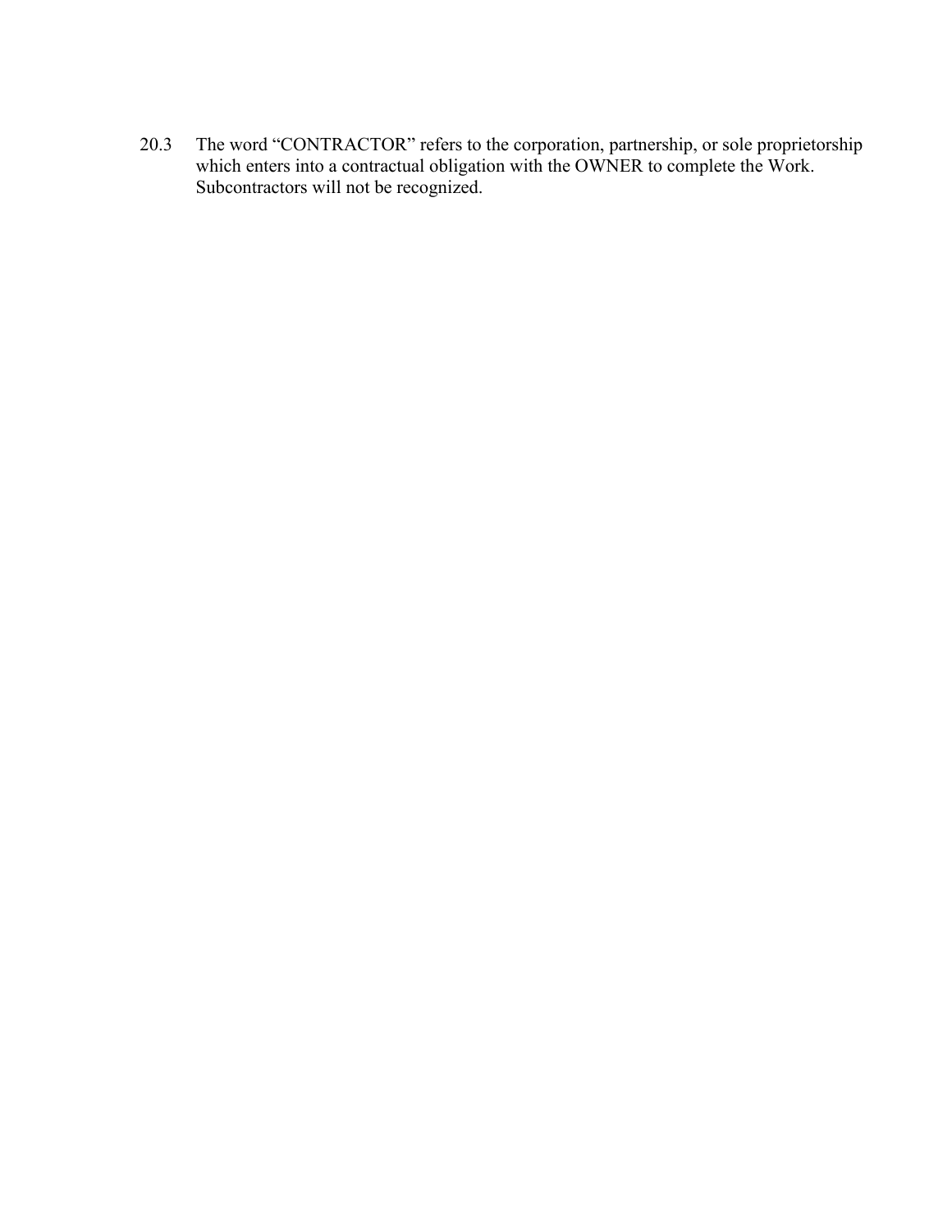20.3 The word “CONTRACTOR” refers to the corporation, partnership, or sole proprietorship which enters into a contractual obligation with the OWNER to complete the Work. Subcontractors will not be recognized.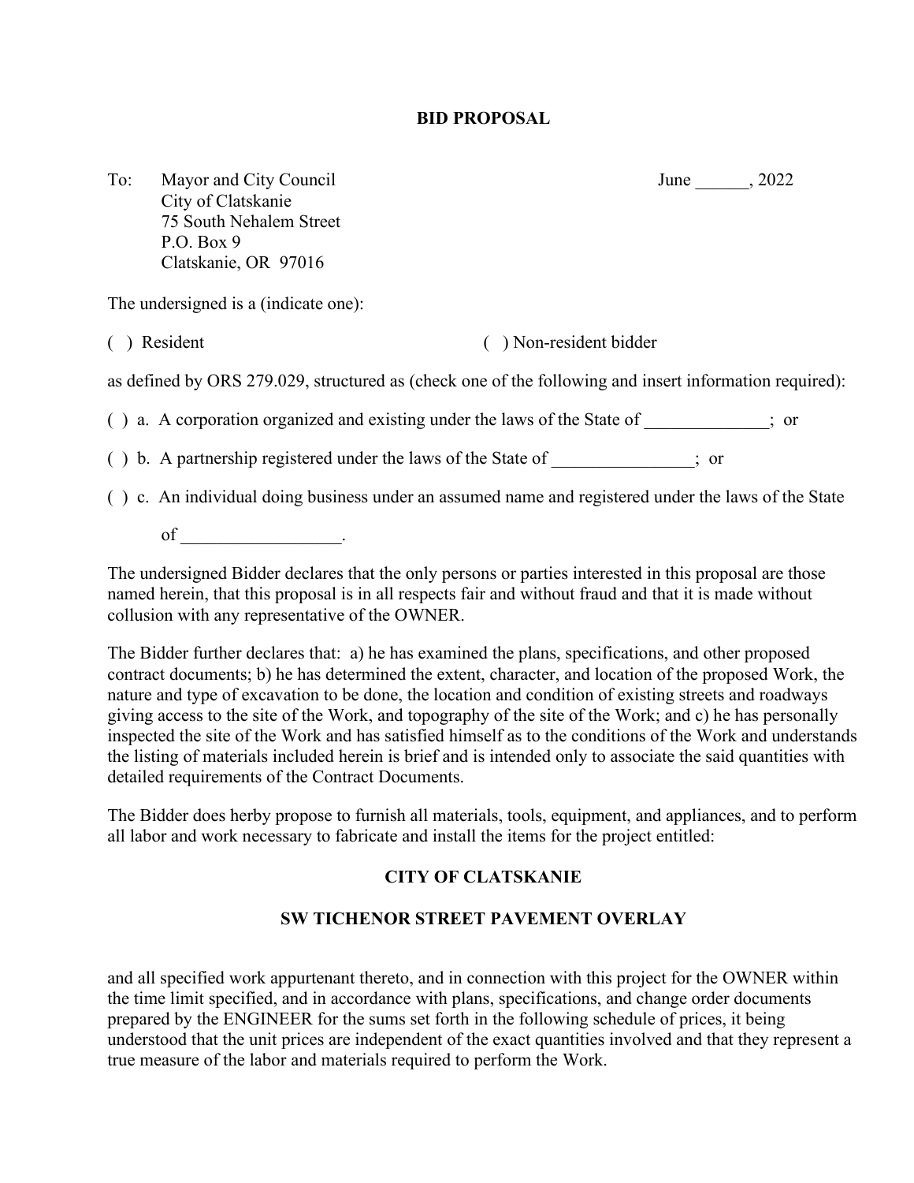# BID PROPOSAL

To: Mayor and City Council
City of Clatskanie
75 South Nehalem Street
P.O. Box 9
Clatskanie, OR 97016

June ______, 2022

The undersigned is a (indicate one):

( ) Resident ( ) Non-resident bidder

as defined by ORS 279.029, structured as (check one of the following and insert information required):

( ) a. A corporation organized and existing under the laws of the State of ______________; or

( ) b. A partnership registered under the laws of the State of ________________; or

( ) c. An individual doing business under an assumed name and registered under the laws of the State of __________________.

The undersigned Bidder declares that the only persons or parties interested in this proposal are those named herein, that this proposal is in all respects fair and without fraud and that it is made without collusion with any representative of the OWNER.

The Bidder further declares that: a) he has examined the plans, specifications, and other proposed contract documents; b) he has determined the extent, character, and location of the proposed Work, the nature and type of excavation to be done, the location and condition of existing streets and roadways giving access to the site of the Work, and topography of the site of the Work; and c) he has personally inspected the site of the Work and has satisfied himself as to the conditions of the Work and understands the listing of materials included herein is brief and is intended only to associate the said quantities with detailed requirements of the Contract Documents.

The Bidder does herby propose to furnish all materials, tools, equipment, and appliances, and to perform all labor and work necessary to fabricate and install the items for the project entitled:

## CITY OF CLATSKANIE

## SW TICHENOR STREET PAVEMENT OVERLAY

and all specified work appurtenant thereto, and in connection with this project for the OWNER within the time limit specified, and in accordance with plans, specifications, and change order documents prepared by the ENGINEER for the sums set forth in the following schedule of prices, it being understood that the unit prices are independent of the exact quantities involved and that they represent a true measure of the labor and materials required to perform the Work.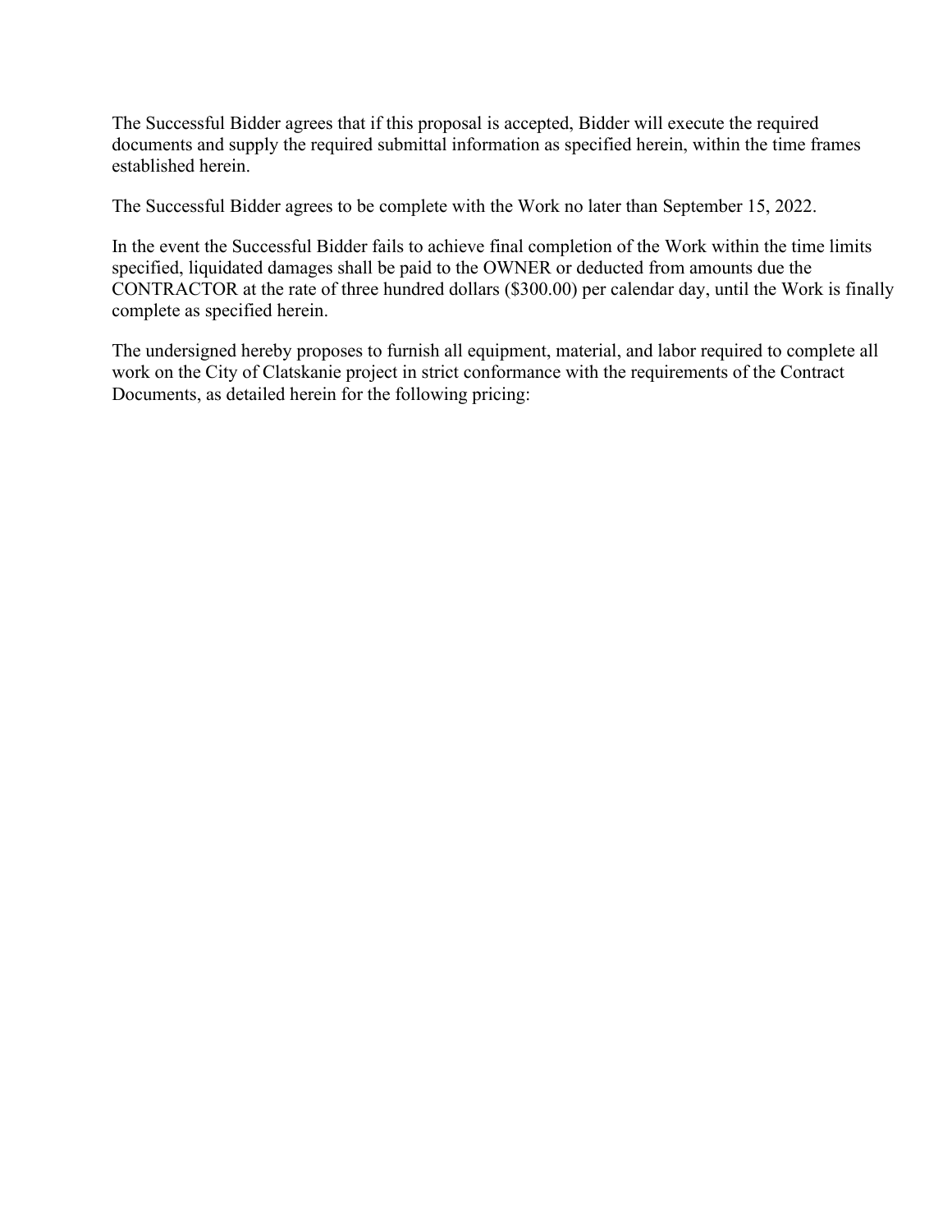The Successful Bidder agrees that if this proposal is accepted, Bidder will execute the required documents and supply the required submittal information as specified herein, within the time frames established herein.

The Successful Bidder agrees to be complete with the Work no later than September 15, 2022.

In the event the Successful Bidder fails to achieve final completion of the Work within the time limits specified, liquidated damages shall be paid to the OWNER or deducted from amounts due the CONTRACTOR at the rate of three hundred dollars ($300.00) per calendar day, until the Work is finally complete as specified herein.

The undersigned hereby proposes to furnish all equipment, material, and labor required to complete all work on the City of Clatskanie project in strict conformance with the requirements of the Contract Documents, as detailed herein for the following pricing: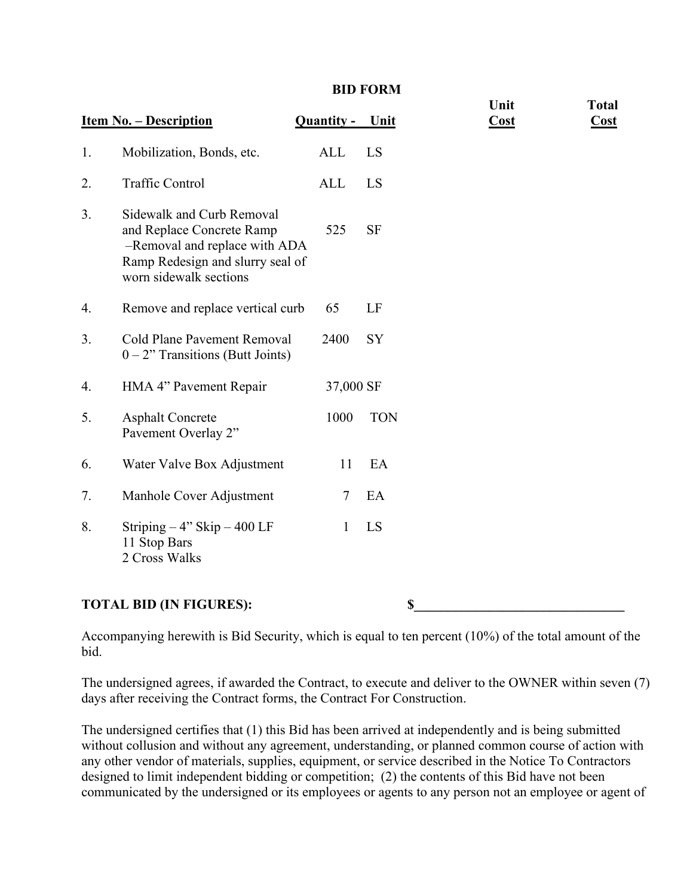**BID FORM**

| Item No. – Description | | Quantity - | Unit | Unit Cost | Total Cost |
|---|---|---|---|---|---|
| 1. | Mobilization, Bonds, etc. | ALL | LS | | |
| 2. | Traffic Control | ALL | LS | | |
| 3. | Sidewalk and Curb Removal and Replace Concrete Ramp –Removal and replace with ADA Ramp Redesign and slurry seal of worn sidewalk sections | 525 | SF | | |
| 4. | Remove and replace vertical curb | 65 | LF | | |
| 3. | Cold Plane Pavement Removal 0 – 2” Transitions (Butt Joints) | 2400 | SY | | |
| 4. | HMA 4” Pavement Repair | 37,000 | SF | | |
| 5. | Asphalt Concrete Pavement Overlay 2” | 1000 | TON | | |
| 6. | Water Valve Box Adjustment | 11 | EA | | |
| 7. | Manhole Cover Adjustment | 7 | EA | | |
| 8. | Striping – 4” Skip – 400 LF<br>11 Stop Bars<br>2 Cross Walks | 1 | LS | | |

**TOTAL BID (IN FIGURES):** **$______________________________**

Accompanying herewith is Bid Security, which is equal to ten percent (10%) of the total amount of the bid.

The undersigned agrees, if awarded the Contract, to execute and deliver to the OWNER within seven (7) days after receiving the Contract forms, the Contract For Construction.

The undersigned certifies that (1) this Bid has been arrived at independently and is being submitted without collusion and without any agreement, understanding, or planned common course of action with any other vendor of materials, supplies, equipment, or service described in the Notice To Contractors designed to limit independent bidding or competition; (2) the contents of this Bid have not been communicated by the undersigned or its employees or agents to any person not an employee or agent of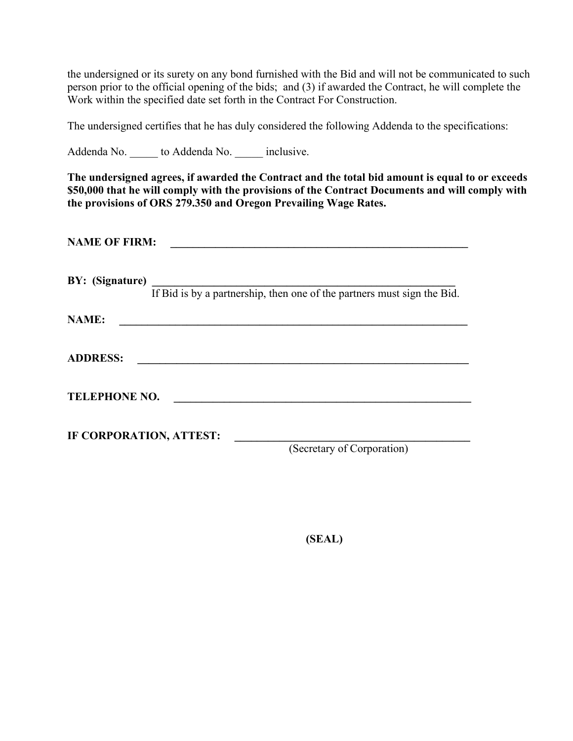the undersigned or its surety on any bond furnished with the Bid and will not be communicated to such person prior to the official opening of the bids; and (3) if awarded the Contract, he will complete the Work within the specified date set forth in the Contract For Construction.

The undersigned certifies that he has duly considered the following Addenda to the specifications:

Addenda No. _____ to Addenda No. _____ inclusive.

**The undersigned agrees, if awarded the Contract and the total bid amount is equal to or exceeds $50,000 that he will comply with the provisions of the Contract Documents and will comply with the provisions of ORS 279.350 and Oregon Prevailing Wage Rates.**

**NAME OF FIRM:** ________________________________________________________

**BY: (Signature)** ________________________________________________________
If Bid is by a partnership, then one of the partners must sign the Bid.

**NAME:** ________________________________________________________

**ADDRESS:** ________________________________________________________

**TELEPHONE NO.** ________________________________________________________

**IF CORPORATION, ATTEST:** __________________________________________
(Secretary of Corporation)

**(SEAL)**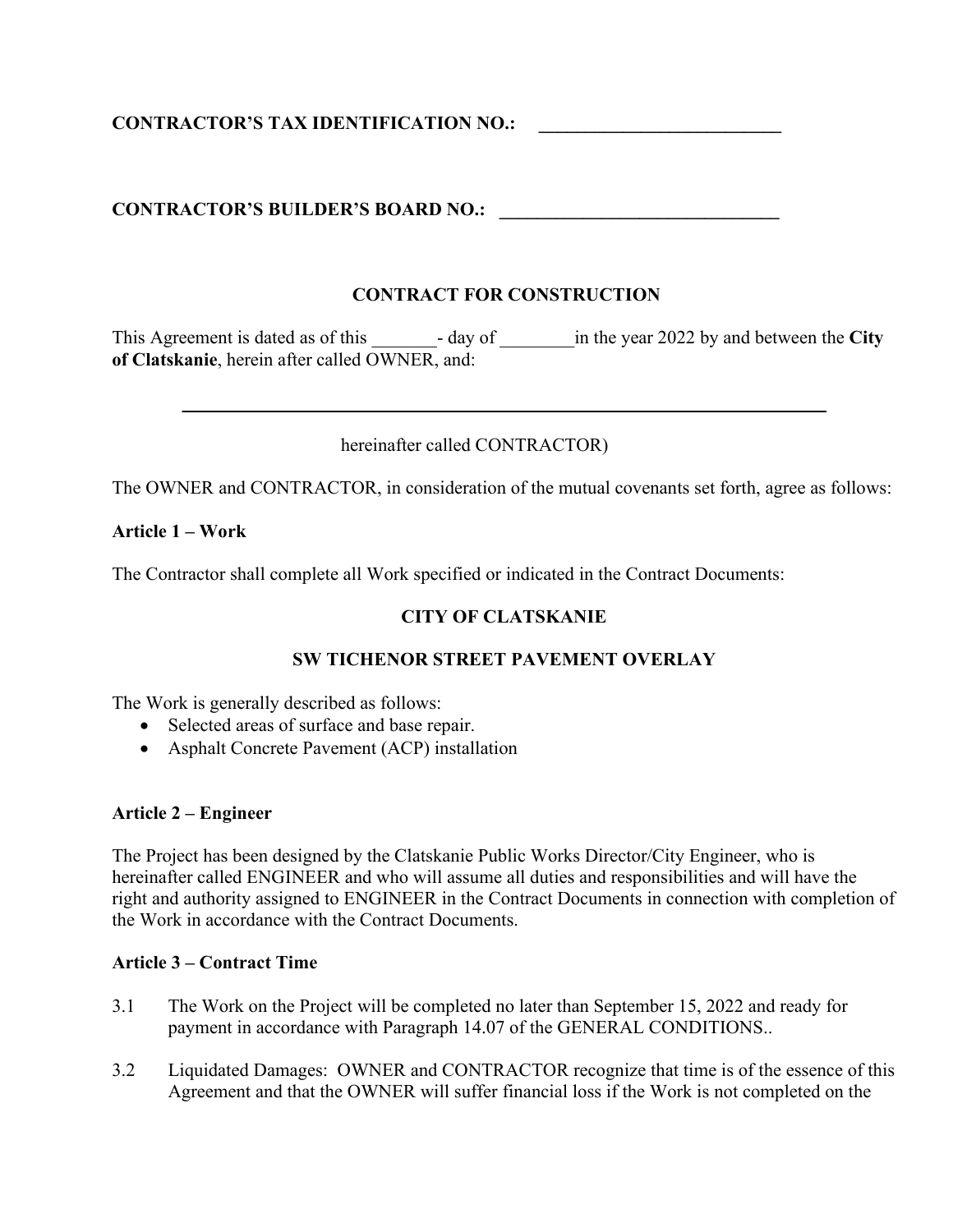**CONTRACTOR'S TAX IDENTIFICATION NO.: ___________________________**

**CONTRACTOR'S BUILDER'S BOARD NO.: _______________________________**

## CONTRACT FOR CONSTRUCTION

This Agreement is dated as of this _______- day of ________in the year 2022 by and between the **City of Clatskanie**, herein after called OWNER, and:

________________________________________________________________________

hereinafter called CONTRACTOR)

The OWNER and CONTRACTOR, in consideration of the mutual covenants set forth, agree as follows:

**Article 1 – Work**

The Contractor shall complete all Work specified or indicated in the Contract Documents:

**CITY OF CLATSKANIE**

**SW TICHENOR STREET PAVEMENT OVERLAY**

The Work is generally described as follows:

- Selected areas of surface and base repair.
- Asphalt Concrete Pavement (ACP) installation

**Article 2 – Engineer**

The Project has been designed by the Clatskanie Public Works Director/City Engineer, who is hereinafter called ENGINEER and who will assume all duties and responsibilities and will have the right and authority assigned to ENGINEER in the Contract Documents in connection with completion of the Work in accordance with the Contract Documents.

**Article 3 – Contract Time**

3.1 The Work on the Project will be completed no later than September 15, 2022 and ready for payment in accordance with Paragraph 14.07 of the GENERAL CONDITIONS..

3.2 Liquidated Damages: OWNER and CONTRACTOR recognize that time is of the essence of this Agreement and that the OWNER will suffer financial loss if the Work is not completed on the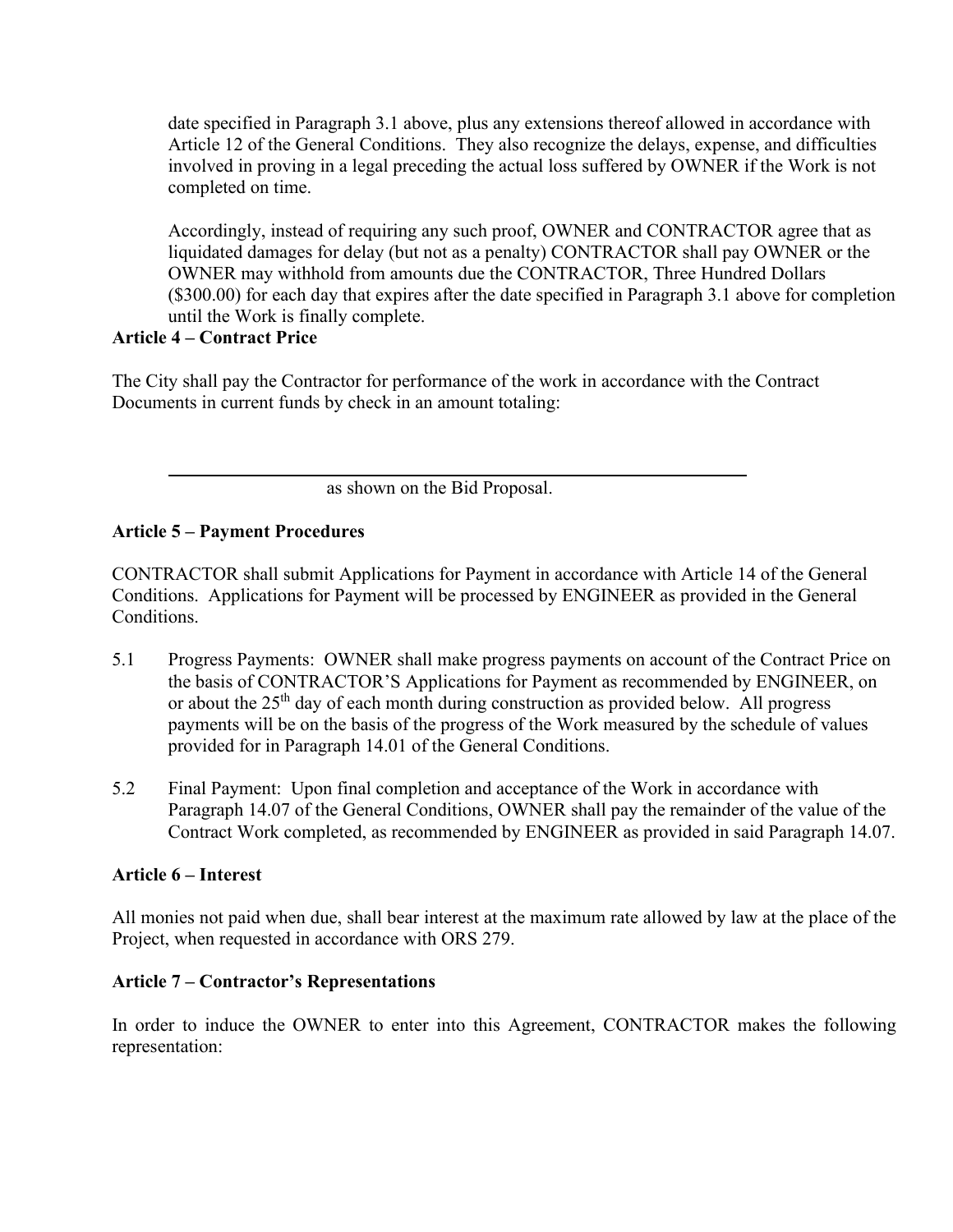date specified in Paragraph 3.1 above, plus any extensions thereof allowed in accordance with Article 12 of the General Conditions. They also recognize the delays, expense, and difficulties involved in proving in a legal preceding the actual loss suffered by OWNER if the Work is not completed on time.

Accordingly, instead of requiring any such proof, OWNER and CONTRACTOR agree that as liquidated damages for delay (but not as a penalty) CONTRACTOR shall pay OWNER or the OWNER may withhold from amounts due the CONTRACTOR, Three Hundred Dollars ($300.00) for each day that expires after the date specified in Paragraph 3.1 above for completion until the Work is finally complete.

**Article 4 – Contract Price**

The City shall pay the Contractor for performance of the work in accordance with the Contract Documents in current funds by check in an amount totaling:

\_\_\_\_\_\_\_\_\_\_\_\_\_\_\_\_\_\_\_\_\_\_\_\_\_\_\_\_\_\_\_\_\_\_\_\_\_\_\_\_\_\_\_\_\_\_\_\_\_\_\_\_\_\_\_\_

as shown on the Bid Proposal.

**Article 5 – Payment Procedures**

CONTRACTOR shall submit Applications for Payment in accordance with Article 14 of the General Conditions. Applications for Payment will be processed by ENGINEER as provided in the General Conditions.

5.1 Progress Payments: OWNER shall make progress payments on account of the Contract Price on the basis of CONTRACTOR'S Applications for Payment as recommended by ENGINEER, on or about the 25th day of each month during construction as provided below. All progress payments will be on the basis of the progress of the Work measured by the schedule of values provided for in Paragraph 14.01 of the General Conditions.

5.2 Final Payment: Upon final completion and acceptance of the Work in accordance with Paragraph 14.07 of the General Conditions, OWNER shall pay the remainder of the value of the Contract Work completed, as recommended by ENGINEER as provided in said Paragraph 14.07.

**Article 6 – Interest**

All monies not paid when due, shall bear interest at the maximum rate allowed by law at the place of the Project, when requested in accordance with ORS 279.

**Article 7 – Contractor's Representations**

In order to induce the OWNER to enter into this Agreement, CONTRACTOR makes the following representation: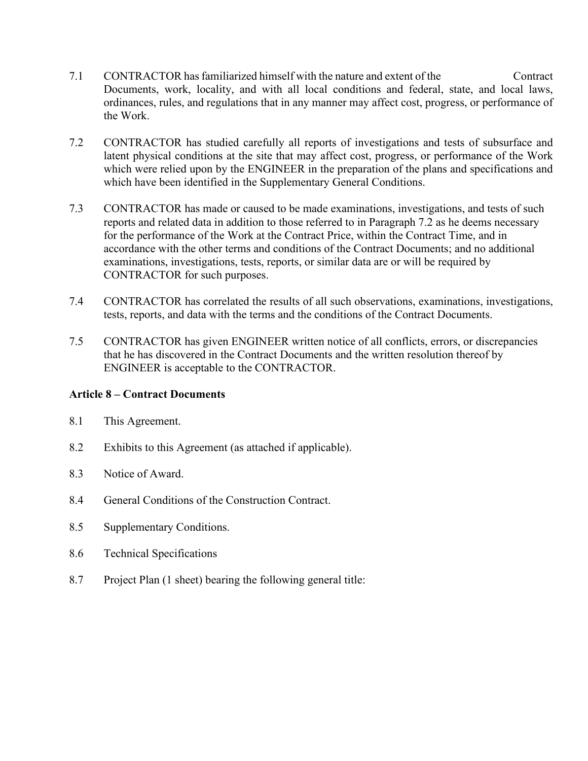7.1 CONTRACTOR has familiarized himself with the nature and extent of the Contract Documents, work, locality, and with all local conditions and federal, state, and local laws, ordinances, rules, and regulations that in any manner may affect cost, progress, or performance of the Work.

7.2 CONTRACTOR has studied carefully all reports of investigations and tests of subsurface and latent physical conditions at the site that may affect cost, progress, or performance of the Work which were relied upon by the ENGINEER in the preparation of the plans and specifications and which have been identified in the Supplementary General Conditions.

7.3 CONTRACTOR has made or caused to be made examinations, investigations, and tests of such reports and related data in addition to those referred to in Paragraph 7.2 as he deems necessary for the performance of the Work at the Contract Price, within the Contract Time, and in accordance with the other terms and conditions of the Contract Documents; and no additional examinations, investigations, tests, reports, or similar data are or will be required by CONTRACTOR for such purposes.

7.4 CONTRACTOR has correlated the results of all such observations, examinations, investigations, tests, reports, and data with the terms and the conditions of the Contract Documents.

7.5 CONTRACTOR has given ENGINEER written notice of all conflicts, errors, or discrepancies that he has discovered in the Contract Documents and the written resolution thereof by ENGINEER is acceptable to the CONTRACTOR.

**Article 8 – Contract Documents**

8.1 This Agreement.

8.2 Exhibits to this Agreement (as attached if applicable).

8.3 Notice of Award.

8.4 General Conditions of the Construction Contract.

8.5 Supplementary Conditions.

8.6 Technical Specifications

8.7 Project Plan (1 sheet) bearing the following general title: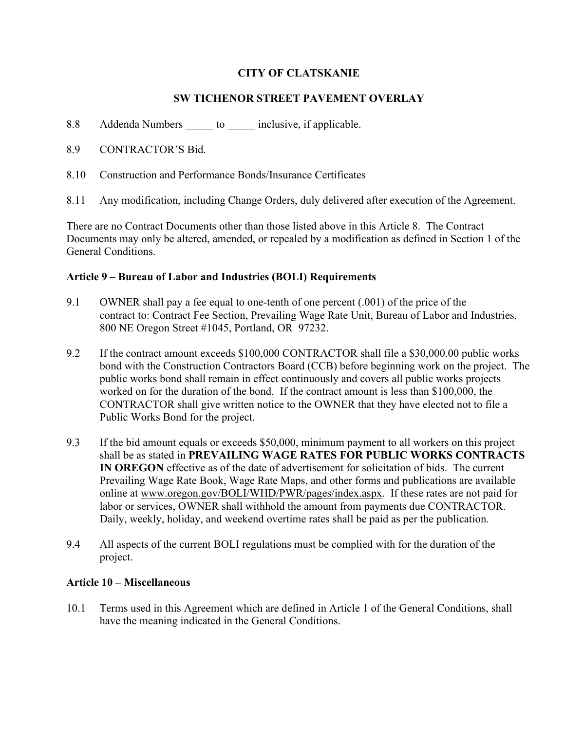# CITY OF CLATSKANIE

## SW TICHENOR STREET PAVEMENT OVERLAY

8.8 Addenda Numbers _____ to _____ inclusive, if applicable.

8.9 CONTRACTOR'S Bid.

8.10 Construction and Performance Bonds/Insurance Certificates

8.11 Any modification, including Change Orders, duly delivered after execution of the Agreement.

There are no Contract Documents other than those listed above in this Article 8. The Contract Documents may only be altered, amended, or repealed by a modification as defined in Section 1 of the General Conditions.

**Article 9 – Bureau of Labor and Industries (BOLI) Requirements**

9.1 OWNER shall pay a fee equal to one-tenth of one percent (.001) of the price of the contract to: Contract Fee Section, Prevailing Wage Rate Unit, Bureau of Labor and Industries, 800 NE Oregon Street #1045, Portland, OR 97232.

9.2 If the contract amount exceeds $100,000 CONTRACTOR shall file a $30,000.00 public works bond with the Construction Contractors Board (CCB) before beginning work on the project. The public works bond shall remain in effect continuously and covers all public works projects worked on for the duration of the bond. If the contract amount is less than $100,000, the CONTRACTOR shall give written notice to the OWNER that they have elected not to file a Public Works Bond for the project.

9.3 If the bid amount equals or exceeds $50,000, minimum payment to all workers on this project shall be as stated in **PREVAILING WAGE RATES FOR PUBLIC WORKS CONTRACTS IN OREGON** effective as of the date of advertisement for solicitation of bids. The current Prevailing Wage Rate Book, Wage Rate Maps, and other forms and publications are available online at www.oregon.gov/BOLI/WHD/PWR/pages/index.aspx. If these rates are not paid for labor or services, OWNER shall withhold the amount from payments due CONTRACTOR. Daily, weekly, holiday, and weekend overtime rates shall be paid as per the publication.

9.4 All aspects of the current BOLI regulations must be complied with for the duration of the project.

**Article 10 – Miscellaneous**

10.1 Terms used in this Agreement which are defined in Article 1 of the General Conditions, shall have the meaning indicated in the General Conditions.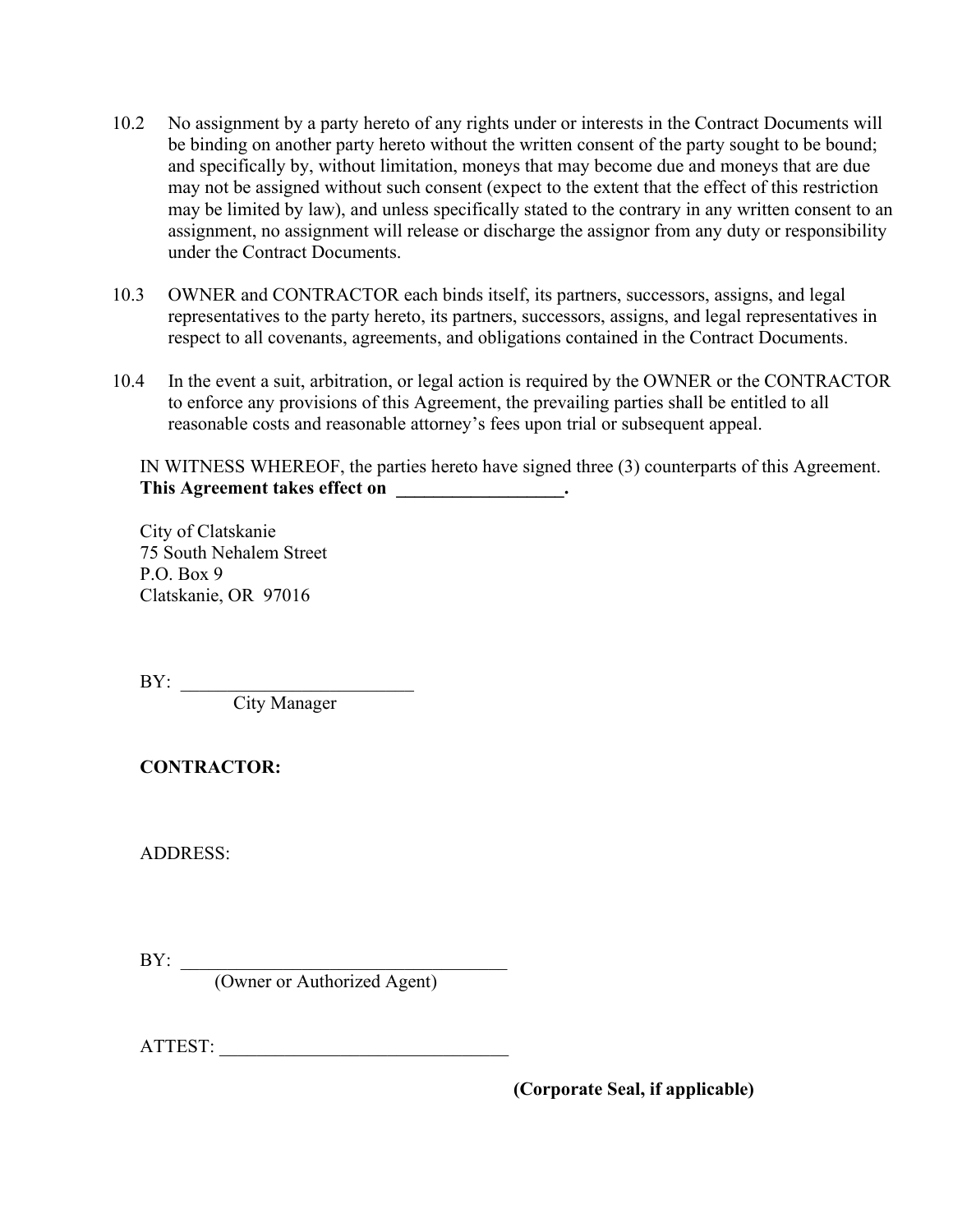10.2 No assignment by a party hereto of any rights under or interests in the Contract Documents will be binding on another party hereto without the written consent of the party sought to be bound; and specifically by, without limitation, moneys that may become due and moneys that are due may not be assigned without such consent (expect to the extent that the effect of this restriction may be limited by law), and unless specifically stated to the contrary in any written consent to an assignment, no assignment will release or discharge the assignor from any duty or responsibility under the Contract Documents.

10.3 OWNER and CONTRACTOR each binds itself, its partners, successors, assigns, and legal representatives to the party hereto, its partners, successors, assigns, and legal representatives in respect to all covenants, agreements, and obligations contained in the Contract Documents.

10.4 In the event a suit, arbitration, or legal action is required by the OWNER or the CONTRACTOR to enforce any provisions of this Agreement, the prevailing parties shall be entitled to all reasonable costs and reasonable attorney's fees upon trial or subsequent appeal.

IN WITNESS WHEREOF, the parties hereto have signed three (3) counterparts of this Agreement. **This Agreement takes effect on __________________.**

City of Clatskanie
75 South Nehalem Street
P.O. Box 9
Clatskanie, OR 97016

BY: _________________________
City Manager

**CONTRACTOR:**

ADDRESS:

BY: ___________________________________
(Owner or Authorized Agent)

ATTEST: ______________________________

**(Corporate Seal, if applicable)**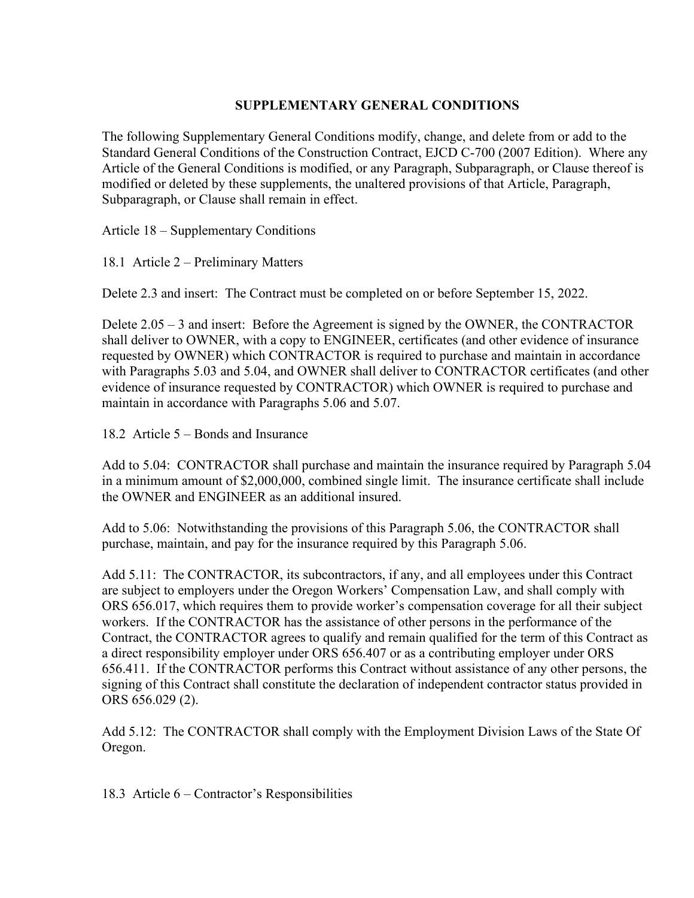## SUPPLEMENTARY GENERAL CONDITIONS

The following Supplementary General Conditions modify, change, and delete from or add to the Standard General Conditions of the Construction Contract, EJCD C-700 (2007 Edition). Where any Article of the General Conditions is modified, or any Paragraph, Subparagraph, or Clause thereof is modified or deleted by these supplements, the unaltered provisions of that Article, Paragraph, Subparagraph, or Clause shall remain in effect.

Article 18 – Supplementary Conditions

18.1 Article 2 – Preliminary Matters

Delete 2.3 and insert: The Contract must be completed on or before September 15, 2022.

Delete 2.05 – 3 and insert: Before the Agreement is signed by the OWNER, the CONTRACTOR shall deliver to OWNER, with a copy to ENGINEER, certificates (and other evidence of insurance requested by OWNER) which CONTRACTOR is required to purchase and maintain in accordance with Paragraphs 5.03 and 5.04, and OWNER shall deliver to CONTRACTOR certificates (and other evidence of insurance requested by CONTRACTOR) which OWNER is required to purchase and maintain in accordance with Paragraphs 5.06 and 5.07.

18.2 Article 5 – Bonds and Insurance

Add to 5.04: CONTRACTOR shall purchase and maintain the insurance required by Paragraph 5.04 in a minimum amount of $2,000,000, combined single limit. The insurance certificate shall include the OWNER and ENGINEER as an additional insured.

Add to 5.06: Notwithstanding the provisions of this Paragraph 5.06, the CONTRACTOR shall purchase, maintain, and pay for the insurance required by this Paragraph 5.06.

Add 5.11: The CONTRACTOR, its subcontractors, if any, and all employees under this Contract are subject to employers under the Oregon Workers' Compensation Law, and shall comply with ORS 656.017, which requires them to provide worker's compensation coverage for all their subject workers. If the CONTRACTOR has the assistance of other persons in the performance of the Contract, the CONTRACTOR agrees to qualify and remain qualified for the term of this Contract as a direct responsibility employer under ORS 656.407 or as a contributing employer under ORS 656.411. If the CONTRACTOR performs this Contract without assistance of any other persons, the signing of this Contract shall constitute the declaration of independent contractor status provided in ORS 656.029 (2).

Add 5.12: The CONTRACTOR shall comply with the Employment Division Laws of the State Of Oregon.

18.3 Article 6 – Contractor's Responsibilities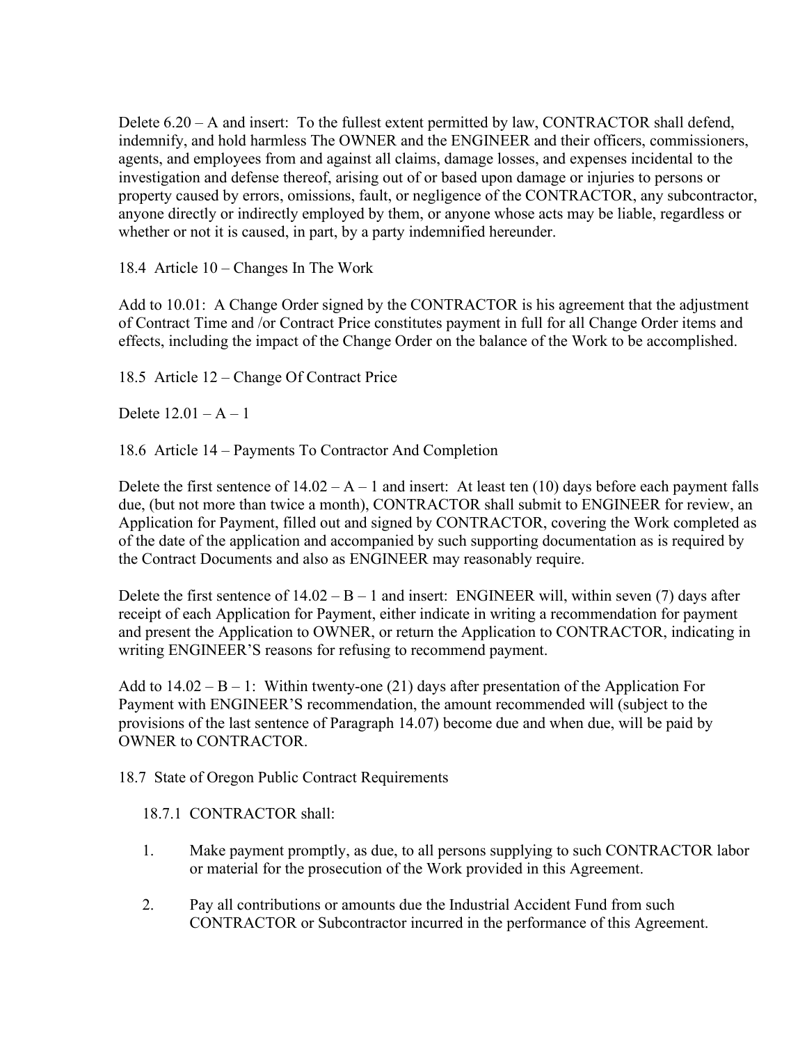Delete 6.20 – A and insert: To the fullest extent permitted by law, CONTRACTOR shall defend, indemnify, and hold harmless The OWNER and the ENGINEER and their officers, commissioners, agents, and employees from and against all claims, damage losses, and expenses incidental to the investigation and defense thereof, arising out of or based upon damage or injuries to persons or property caused by errors, omissions, fault, or negligence of the CONTRACTOR, any subcontractor, anyone directly or indirectly employed by them, or anyone whose acts may be liable, regardless or whether or not it is caused, in part, by a party indemnified hereunder.

18.4 Article 10 – Changes In The Work

Add to 10.01: A Change Order signed by the CONTRACTOR is his agreement that the adjustment of Contract Time and /or Contract Price constitutes payment in full for all Change Order items and effects, including the impact of the Change Order on the balance of the Work to be accomplished.

18.5 Article 12 – Change Of Contract Price

Delete 12.01 – A – 1

18.6 Article 14 – Payments To Contractor And Completion

Delete the first sentence of 14.02 – A – 1 and insert: At least ten (10) days before each payment falls due, (but not more than twice a month), CONTRACTOR shall submit to ENGINEER for review, an Application for Payment, filled out and signed by CONTRACTOR, covering the Work completed as of the date of the application and accompanied by such supporting documentation as is required by the Contract Documents and also as ENGINEER may reasonably require.

Delete the first sentence of 14.02 – B – 1 and insert: ENGINEER will, within seven (7) days after receipt of each Application for Payment, either indicate in writing a recommendation for payment and present the Application to OWNER, or return the Application to CONTRACTOR, indicating in writing ENGINEER'S reasons for refusing to recommend payment.

Add to 14.02 – B – 1: Within twenty-one (21) days after presentation of the Application For Payment with ENGINEER'S recommendation, the amount recommended will (subject to the provisions of the last sentence of Paragraph 14.07) become due and when due, will be paid by OWNER to CONTRACTOR.

18.7 State of Oregon Public Contract Requirements

18.7.1 CONTRACTOR shall:

1. Make payment promptly, as due, to all persons supplying to such CONTRACTOR labor or material for the prosecution of the Work provided in this Agreement.

2. Pay all contributions or amounts due the Industrial Accident Fund from such CONTRACTOR or Subcontractor incurred in the performance of this Agreement.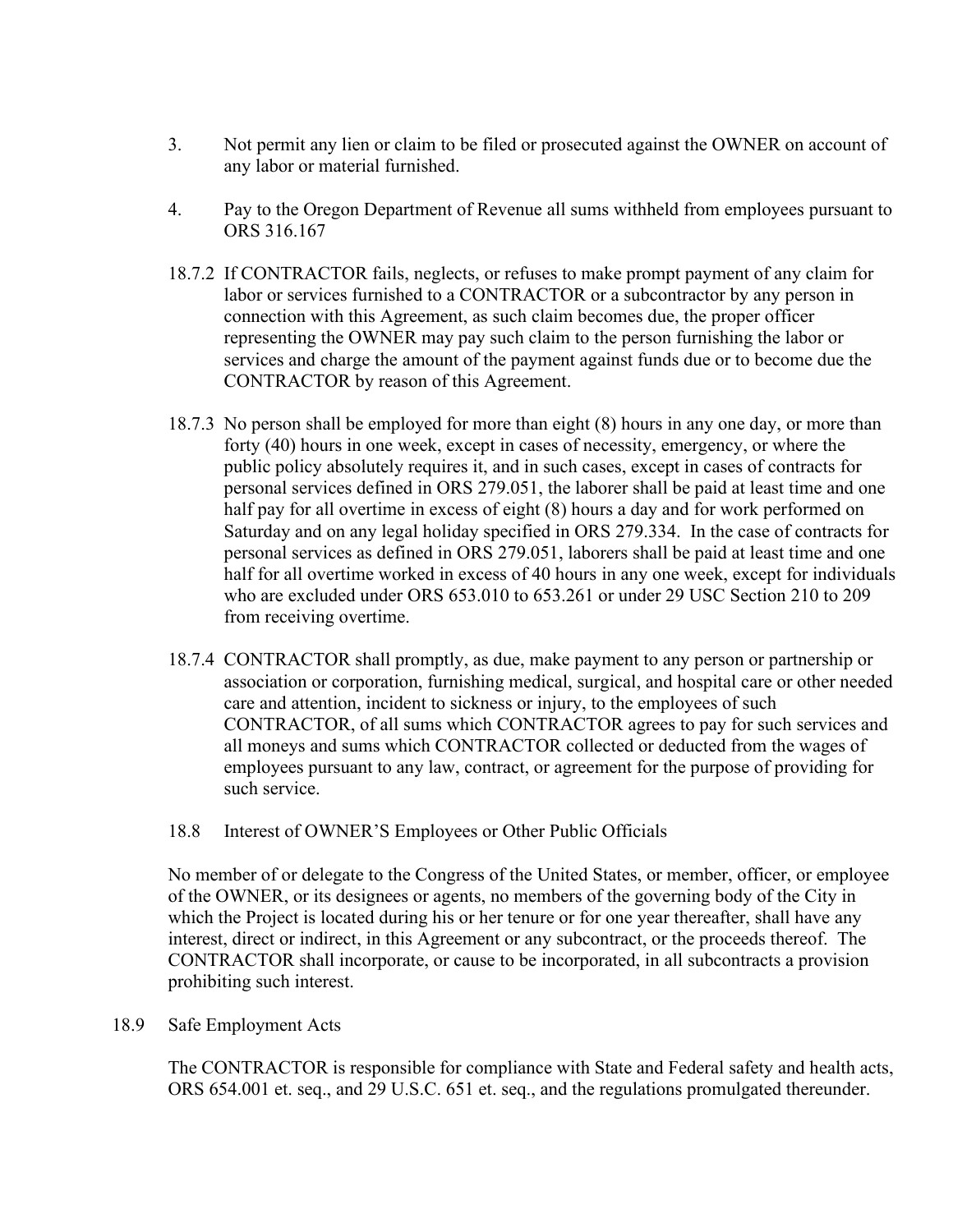3. Not permit any lien or claim to be filed or prosecuted against the OWNER on account of any labor or material furnished.

4. Pay to the Oregon Department of Revenue all sums withheld from employees pursuant to ORS 316.167

18.7.2 If CONTRACTOR fails, neglects, or refuses to make prompt payment of any claim for labor or services furnished to a CONTRACTOR or a subcontractor by any person in connection with this Agreement, as such claim becomes due, the proper officer representing the OWNER may pay such claim to the person furnishing the labor or services and charge the amount of the payment against funds due or to become due the CONTRACTOR by reason of this Agreement.

18.7.3 No person shall be employed for more than eight (8) hours in any one day, or more than forty (40) hours in one week, except in cases of necessity, emergency, or where the public policy absolutely requires it, and in such cases, except in cases of contracts for personal services defined in ORS 279.051, the laborer shall be paid at least time and one half pay for all overtime in excess of eight (8) hours a day and for work performed on Saturday and on any legal holiday specified in ORS 279.334. In the case of contracts for personal services as defined in ORS 279.051, laborers shall be paid at least time and one half for all overtime worked in excess of 40 hours in any one week, except for individuals who are excluded under ORS 653.010 to 653.261 or under 29 USC Section 210 to 209 from receiving overtime.

18.7.4 CONTRACTOR shall promptly, as due, make payment to any person or partnership or association or corporation, furnishing medical, surgical, and hospital care or other needed care and attention, incident to sickness or injury, to the employees of such CONTRACTOR, of all sums which CONTRACTOR agrees to pay for such services and all moneys and sums which CONTRACTOR collected or deducted from the wages of employees pursuant to any law, contract, or agreement for the purpose of providing for such service.

18.8 Interest of OWNER'S Employees or Other Public Officials

No member of or delegate to the Congress of the United States, or member, officer, or employee of the OWNER, or its designees or agents, no members of the governing body of the City in which the Project is located during his or her tenure or for one year thereafter, shall have any interest, direct or indirect, in this Agreement or any subcontract, or the proceeds thereof. The CONTRACTOR shall incorporate, or cause to be incorporated, in all subcontracts a provision prohibiting such interest.

18.9 Safe Employment Acts

The CONTRACTOR is responsible for compliance with State and Federal safety and health acts, ORS 654.001 et. seq., and 29 U.S.C. 651 et. seq., and the regulations promulgated thereunder.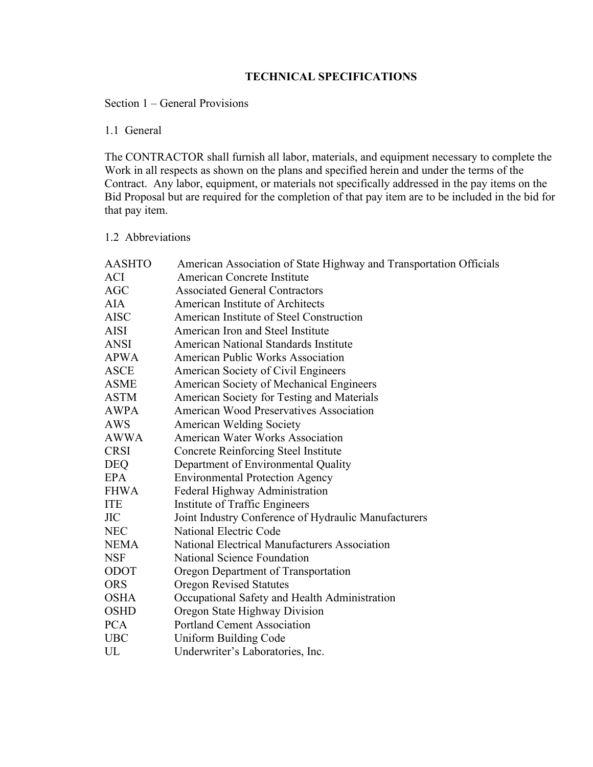# TECHNICAL SPECIFICATIONS

## Section 1 – General Provisions

### 1.1 General

The CONTRACTOR shall furnish all labor, materials, and equipment necessary to complete the Work in all respects as shown on the plans and specified herein and under the terms of the Contract. Any labor, equipment, or materials not specifically addressed in the pay items on the Bid Proposal but are required for the completion of that pay item are to be included in the bid for that pay item.

### 1.2 Abbreviations

| | |
|---|---|
| AASHTO | American Association of State Highway and Transportation Officials |
| ACI | American Concrete Institute |
| AGC | Associated General Contractors |
| AIA | American Institute of Architects |
| AISC | American Institute of Steel Construction |
| AISI | American Iron and Steel Institute |
| ANSI | American National Standards Institute |
| APWA | American Public Works Association |
| ASCE | American Society of Civil Engineers |
| ASME | American Society of Mechanical Engineers |
| ASTM | American Society for Testing and Materials |
| AWPA | American Wood Preservatives Association |
| AWS | American Welding Society |
| AWWA | American Water Works Association |
| CRSI | Concrete Reinforcing Steel Institute |
| DEQ | Department of Environmental Quality |
| EPA | Environmental Protection Agency |
| FHWA | Federal Highway Administration |
| ITE | Institute of Traffic Engineers |
| JIC | Joint Industry Conference of Hydraulic Manufacturers |
| NEC | National Electric Code |
| NEMA | National Electrical Manufacturers Association |
| NSF | National Science Foundation |
| ODOT | Oregon Department of Transportation |
| ORS | Oregon Revised Statutes |
| OSHA | Occupational Safety and Health Administration |
| OSHD | Oregon State Highway Division |
| PCA | Portland Cement Association |
| UBC | Uniform Building Code |
| UL | Underwriter's Laboratories, Inc. |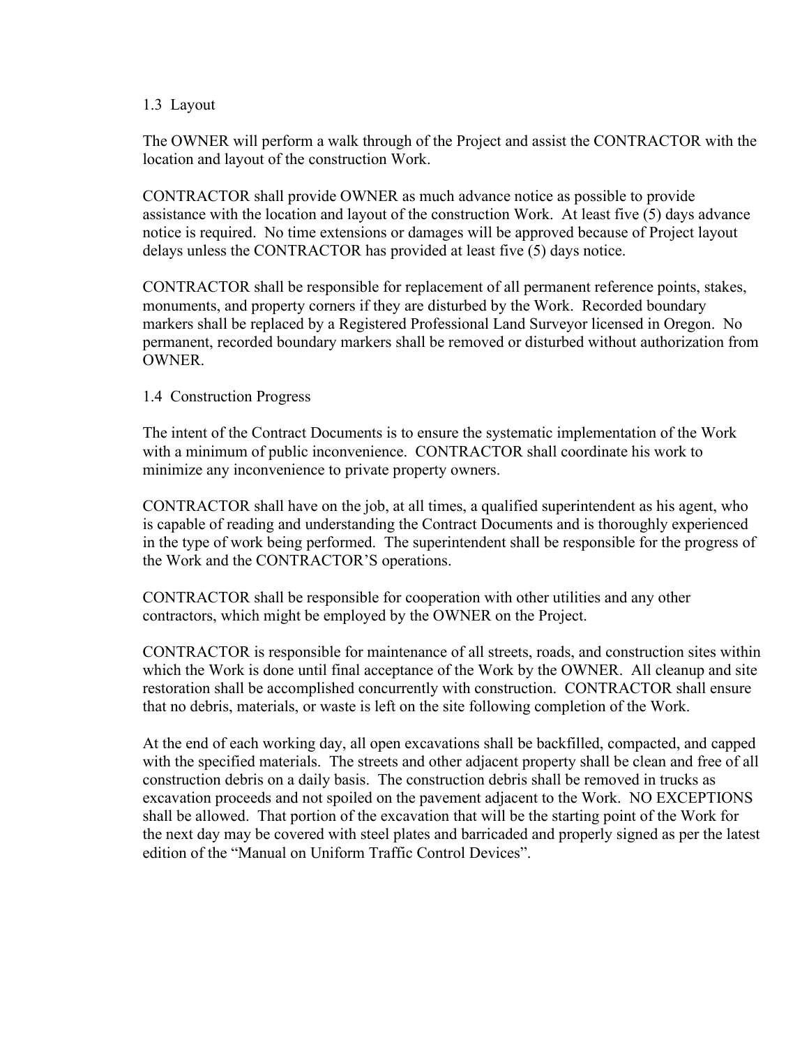### 1.3 Layout

The OWNER will perform a walk through of the Project and assist the CONTRACTOR with the location and layout of the construction Work.

CONTRACTOR shall provide OWNER as much advance notice as possible to provide assistance with the location and layout of the construction Work. At least five (5) days advance notice is required. No time extensions or damages will be approved because of Project layout delays unless the CONTRACTOR has provided at least five (5) days notice.

CONTRACTOR shall be responsible for replacement of all permanent reference points, stakes, monuments, and property corners if they are disturbed by the Work. Recorded boundary markers shall be replaced by a Registered Professional Land Surveyor licensed in Oregon. No permanent, recorded boundary markers shall be removed or disturbed without authorization from OWNER.

### 1.4 Construction Progress

The intent of the Contract Documents is to ensure the systematic implementation of the Work with a minimum of public inconvenience. CONTRACTOR shall coordinate his work to minimize any inconvenience to private property owners.

CONTRACTOR shall have on the job, at all times, a qualified superintendent as his agent, who is capable of reading and understanding the Contract Documents and is thoroughly experienced in the type of work being performed. The superintendent shall be responsible for the progress of the Work and the CONTRACTOR'S operations.

CONTRACTOR shall be responsible for cooperation with other utilities and any other contractors, which might be employed by the OWNER on the Project.

CONTRACTOR is responsible for maintenance of all streets, roads, and construction sites within which the Work is done until final acceptance of the Work by the OWNER. All cleanup and site restoration shall be accomplished concurrently with construction. CONTRACTOR shall ensure that no debris, materials, or waste is left on the site following completion of the Work.

At the end of each working day, all open excavations shall be backfilled, compacted, and capped with the specified materials. The streets and other adjacent property shall be clean and free of all construction debris on a daily basis. The construction debris shall be removed in trucks as excavation proceeds and not spoiled on the pavement adjacent to the Work. NO EXCEPTIONS shall be allowed. That portion of the excavation that will be the starting point of the Work for the next day may be covered with steel plates and barricaded and properly signed as per the latest edition of the "Manual on Uniform Traffic Control Devices".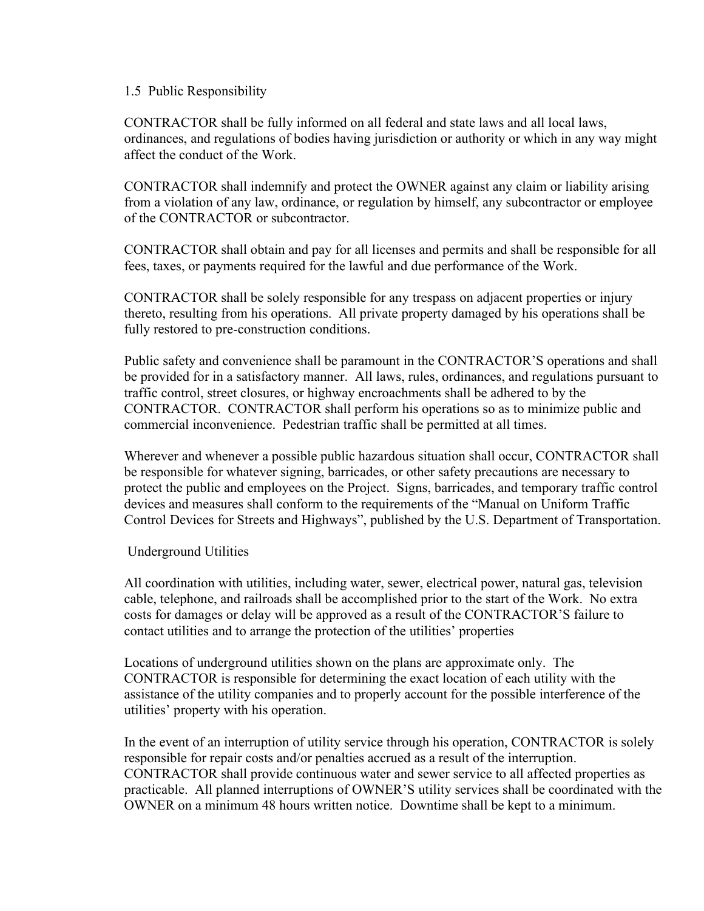## 1.5 Public Responsibility

CONTRACTOR shall be fully informed on all federal and state laws and all local laws, ordinances, and regulations of bodies having jurisdiction or authority or which in any way might affect the conduct of the Work.

CONTRACTOR shall indemnify and protect the OWNER against any claim or liability arising from a violation of any law, ordinance, or regulation by himself, any subcontractor or employee of the CONTRACTOR or subcontractor.

CONTRACTOR shall obtain and pay for all licenses and permits and shall be responsible for all fees, taxes, or payments required for the lawful and due performance of the Work.

CONTRACTOR shall be solely responsible for any trespass on adjacent properties or injury thereto, resulting from his operations. All private property damaged by his operations shall be fully restored to pre-construction conditions.

Public safety and convenience shall be paramount in the CONTRACTOR'S operations and shall be provided for in a satisfactory manner. All laws, rules, ordinances, and regulations pursuant to traffic control, street closures, or highway encroachments shall be adhered to by the CONTRACTOR. CONTRACTOR shall perform his operations so as to minimize public and commercial inconvenience. Pedestrian traffic shall be permitted at all times.

Wherever and whenever a possible public hazardous situation shall occur, CONTRACTOR shall be responsible for whatever signing, barricades, or other safety precautions are necessary to protect the public and employees on the Project. Signs, barricades, and temporary traffic control devices and measures shall conform to the requirements of the "Manual on Uniform Traffic Control Devices for Streets and Highways", published by the U.S. Department of Transportation.

### Underground Utilities

All coordination with utilities, including water, sewer, electrical power, natural gas, television cable, telephone, and railroads shall be accomplished prior to the start of the Work. No extra costs for damages or delay will be approved as a result of the CONTRACTOR'S failure to contact utilities and to arrange the protection of the utilities' properties

Locations of underground utilities shown on the plans are approximate only. The CONTRACTOR is responsible for determining the exact location of each utility with the assistance of the utility companies and to properly account for the possible interference of the utilities' property with his operation.

In the event of an interruption of utility service through his operation, CONTRACTOR is solely responsible for repair costs and/or penalties accrued as a result of the interruption. CONTRACTOR shall provide continuous water and sewer service to all affected properties as practicable. All planned interruptions of OWNER'S utility services shall be coordinated with the OWNER on a minimum 48 hours written notice. Downtime shall be kept to a minimum.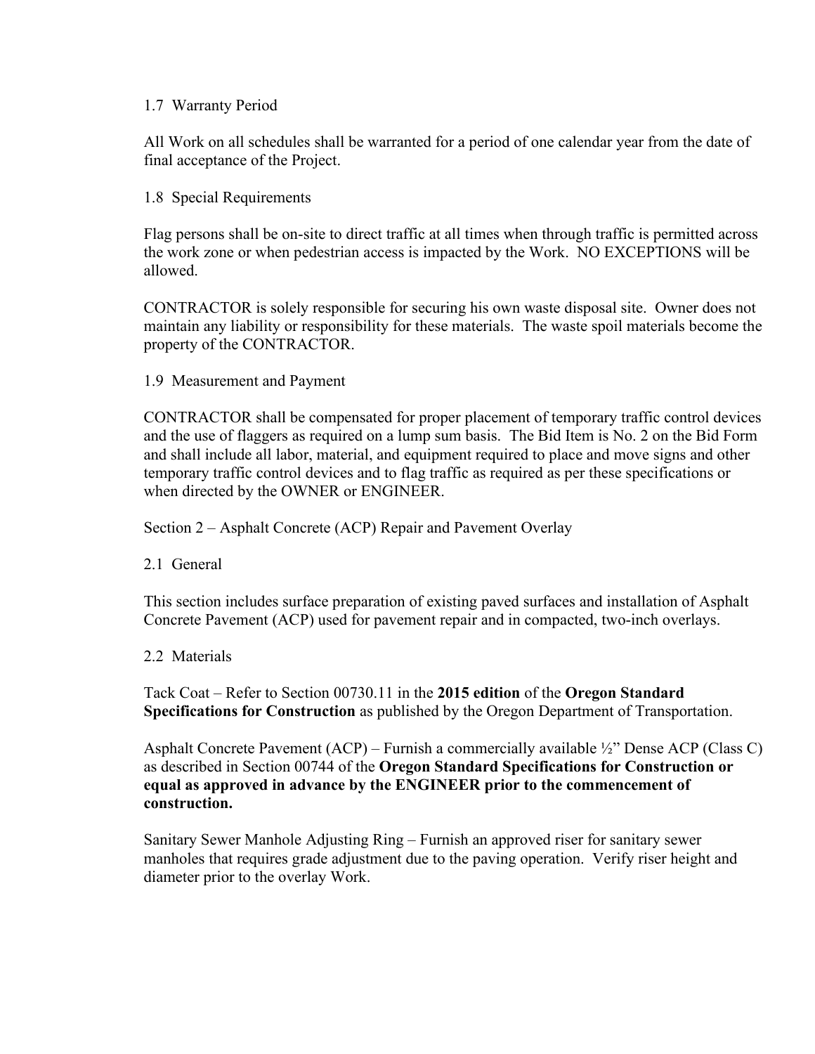### 1.7 Warranty Period

All Work on all schedules shall be warranted for a period of one calendar year from the date of final acceptance of the Project.

### 1.8 Special Requirements

Flag persons shall be on-site to direct traffic at all times when through traffic is permitted across the work zone or when pedestrian access is impacted by the Work. NO EXCEPTIONS will be allowed.

CONTRACTOR is solely responsible for securing his own waste disposal site. Owner does not maintain any liability or responsibility for these materials. The waste spoil materials become the property of the CONTRACTOR.

### 1.9 Measurement and Payment

CONTRACTOR shall be compensated for proper placement of temporary traffic control devices and the use of flaggers as required on a lump sum basis. The Bid Item is No. 2 on the Bid Form and shall include all labor, material, and equipment required to place and move signs and other temporary traffic control devices and to flag traffic as required as per these specifications or when directed by the OWNER or ENGINEER.

## Section 2 – Asphalt Concrete (ACP) Repair and Pavement Overlay

### 2.1 General

This section includes surface preparation of existing paved surfaces and installation of Asphalt Concrete Pavement (ACP) used for pavement repair and in compacted, two-inch overlays.

### 2.2 Materials

Tack Coat – Refer to Section 00730.11 in the **2015 edition** of the **Oregon Standard Specifications for Construction** as published by the Oregon Department of Transportation.

Asphalt Concrete Pavement (ACP) – Furnish a commercially available ½" Dense ACP (Class C) as described in Section 00744 of the **Oregon Standard Specifications for Construction or equal as approved in advance by the ENGINEER prior to the commencement of construction.**

Sanitary Sewer Manhole Adjusting Ring – Furnish an approved riser for sanitary sewer manholes that requires grade adjustment due to the paving operation. Verify riser height and diameter prior to the overlay Work.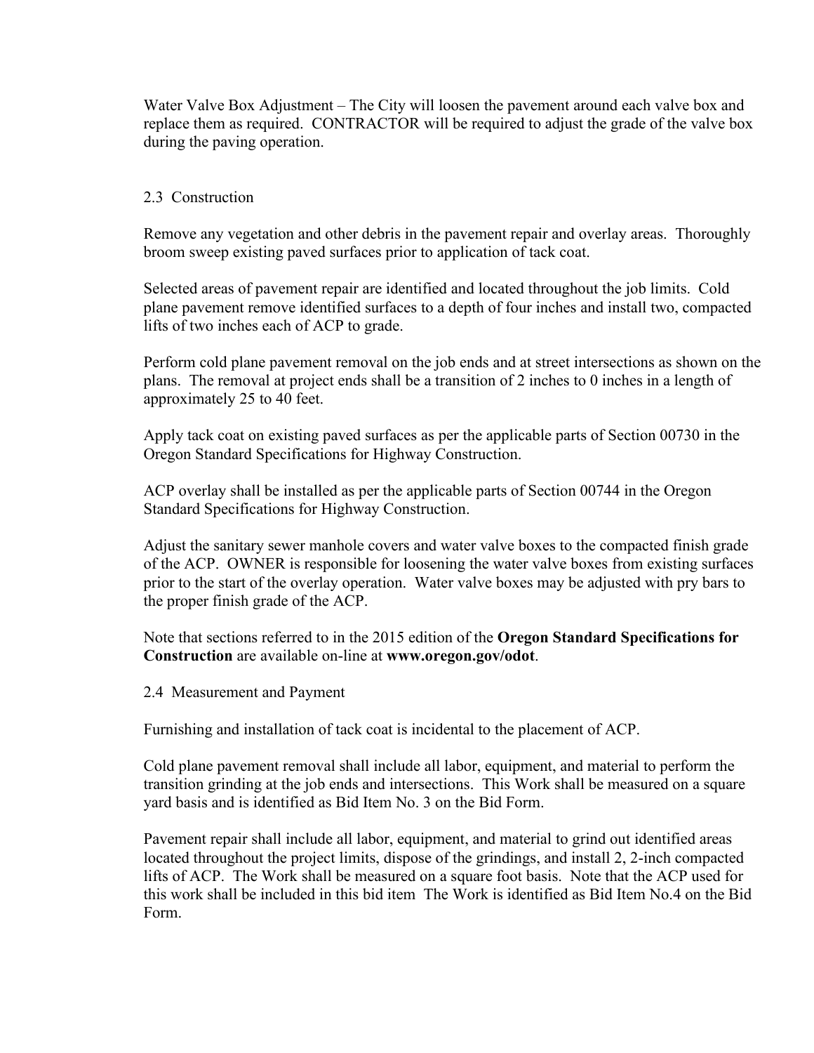Water Valve Box Adjustment – The City will loosen the pavement around each valve box and replace them as required. CONTRACTOR will be required to adjust the grade of the valve box during the paving operation.

## 2.3 Construction

Remove any vegetation and other debris in the pavement repair and overlay areas. Thoroughly broom sweep existing paved surfaces prior to application of tack coat.

Selected areas of pavement repair are identified and located throughout the job limits. Cold plane pavement remove identified surfaces to a depth of four inches and install two, compacted lifts of two inches each of ACP to grade.

Perform cold plane pavement removal on the job ends and at street intersections as shown on the plans. The removal at project ends shall be a transition of 2 inches to 0 inches in a length of approximately 25 to 40 feet.

Apply tack coat on existing paved surfaces as per the applicable parts of Section 00730 in the Oregon Standard Specifications for Highway Construction.

ACP overlay shall be installed as per the applicable parts of Section 00744 in the Oregon Standard Specifications for Highway Construction.

Adjust the sanitary sewer manhole covers and water valve boxes to the compacted finish grade of the ACP. OWNER is responsible for loosening the water valve boxes from existing surfaces prior to the start of the overlay operation. Water valve boxes may be adjusted with pry bars to the proper finish grade of the ACP.

Note that sections referred to in the 2015 edition of the **Oregon Standard Specifications for Construction** are available on-line at **www.oregon.gov/odot**.

## 2.4 Measurement and Payment

Furnishing and installation of tack coat is incidental to the placement of ACP.

Cold plane pavement removal shall include all labor, equipment, and material to perform the transition grinding at the job ends and intersections. This Work shall be measured on a square yard basis and is identified as Bid Item No. 3 on the Bid Form.

Pavement repair shall include all labor, equipment, and material to grind out identified areas located throughout the project limits, dispose of the grindings, and install 2, 2-inch compacted lifts of ACP. The Work shall be measured on a square foot basis. Note that the ACP used for this work shall be included in this bid item The Work is identified as Bid Item No.4 on the Bid Form.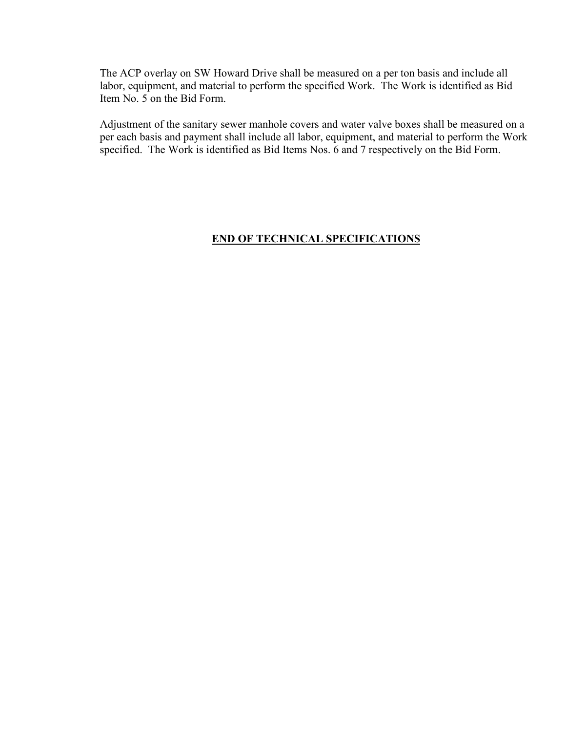The ACP overlay on SW Howard Drive shall be measured on a per ton basis and include all labor, equipment, and material to perform the specified Work. The Work is identified as Bid Item No. 5 on the Bid Form.

Adjustment of the sanitary sewer manhole covers and water valve boxes shall be measured on a per each basis and payment shall include all labor, equipment, and material to perform the Work specified. The Work is identified as Bid Items Nos. 6 and 7 respectively on the Bid Form.

**END OF TECHNICAL SPECIFICATIONS**